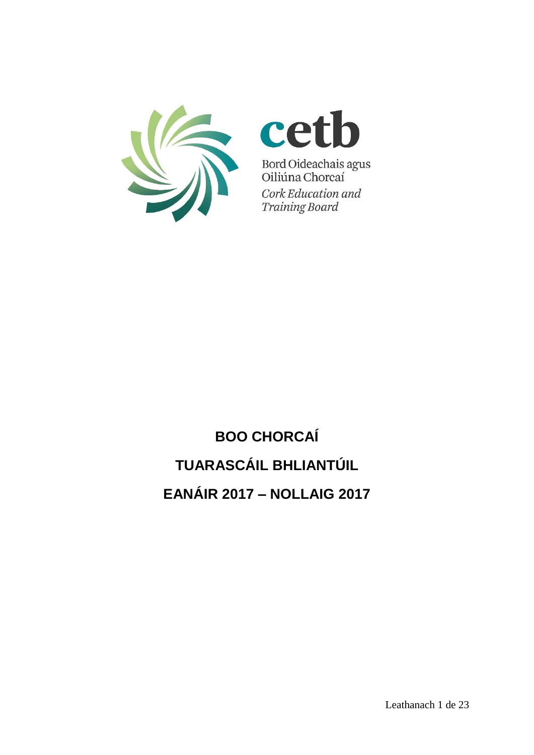cetb

Bord Oideachais agus Oiliúna Chorcaí

*Cork Education and Training Board*

# BOO CHORCAÍ

# TUARASCÁIL BHLIANTÚIL

# EANÁIR 2017 – NOLLAIG 2017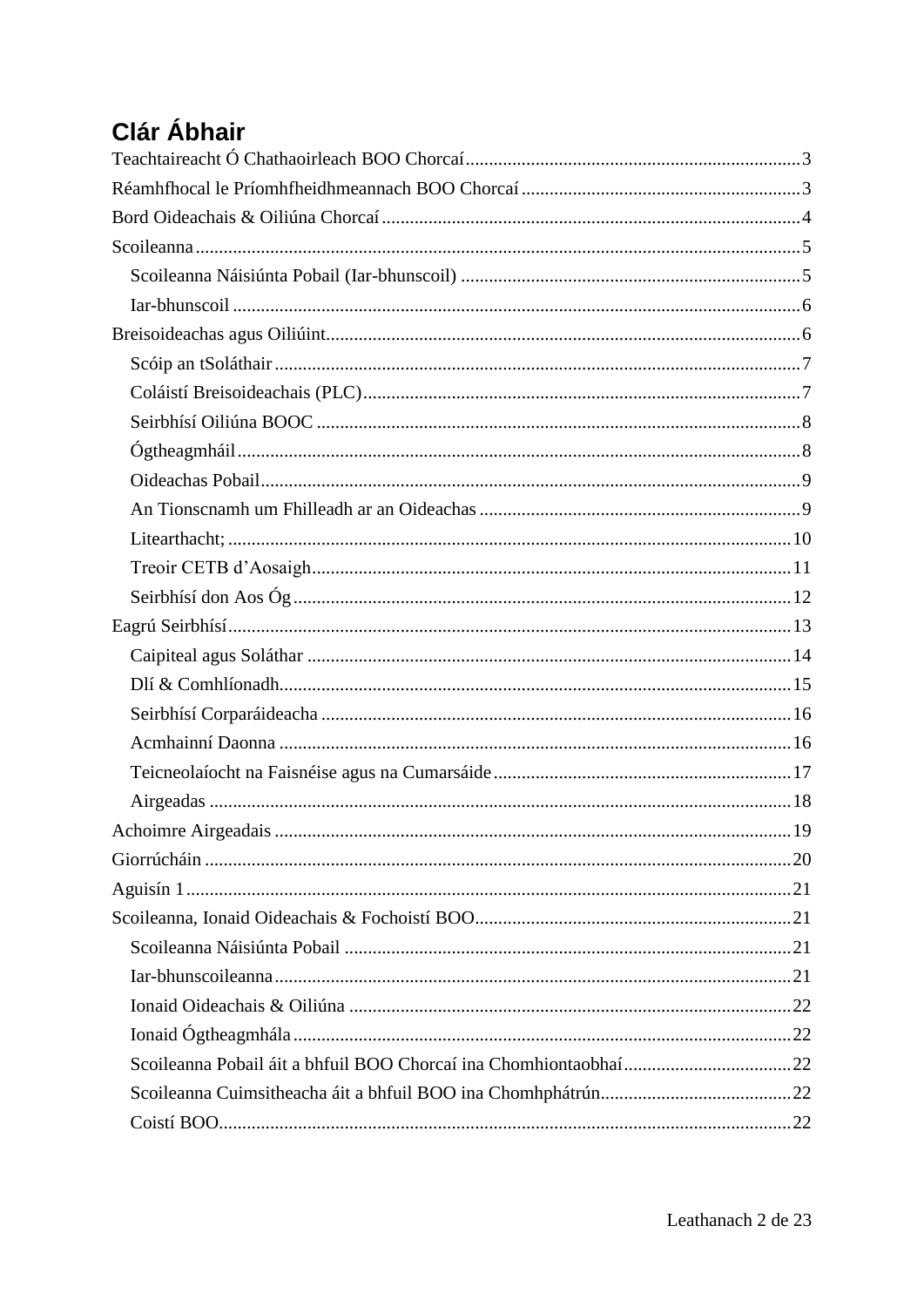# Clár Ábhair

- Teachtaireacht Ó Chathaoirleach BOO Chorcaí ........ 3
- Réamhfhocal le Príomhfheidhmeannach BOO Chorcaí ........ 3
- Bord Oideachais & Oiliúna Chorcaí ........ 4
- Scoileanna ........ 5
  - Scoileanna Náisiúnta Pobail (Iar-bhunscoil) ........ 5
  - Iar-bhunscoil ........ 6
- Breisoideachas agus Oiliúint ........ 6
  - Scóip an tSoláthair ........ 7
  - Coláistí Breisoideachais (PLC) ........ 7
  - Seirbhísí Oiliúna BOOC ........ 8
  - Ógtheagmháil ........ 8
  - Oideachas Pobail ........ 9
  - An Tionscnamh um Fhilleadh ar an Oideachas ........ 9
  - Litearthacht; ........ 10
  - Treoir CETB d'Aosaigh ........ 11
  - Seirbhísí don Aos Óg ........ 12
- Eagrú Seirbhísí ........ 13
  - Caipiteal agus Soláthar ........ 14
  - Dlí & Comhlíonadh ........ 15
  - Seirbhísí Corparáideacha ........ 16
  - Acmhainní Daonna ........ 16
  - Teicneolaíocht na Faisnéise agus na Cumarsáide ........ 17
  - Airgeadas ........ 18
- Achoimre Airgeadais ........ 19
- Giorrúcháin ........ 20
- Aguisín 1 ........ 21
- Scoileanna, Ionaid Oideachais & Fochoistí BOO ........ 21
  - Scoileanna Náisiúnta Pobail ........ 21
  - Iar-bhunscoileanna ........ 21
  - Ionaid Oideachais & Oiliúna ........ 22
  - Ionaid Ógtheagmhála ........ 22
  - Scoileanna Pobail áit a bhfuil BOO Chorcaí ina Chomhiontaobhaí ........ 22
  - Scoileanna Cuimsitheacha áit a bhfuil BOO ina Chomhphátrún ........ 22
  - Coistí BOO ........ 22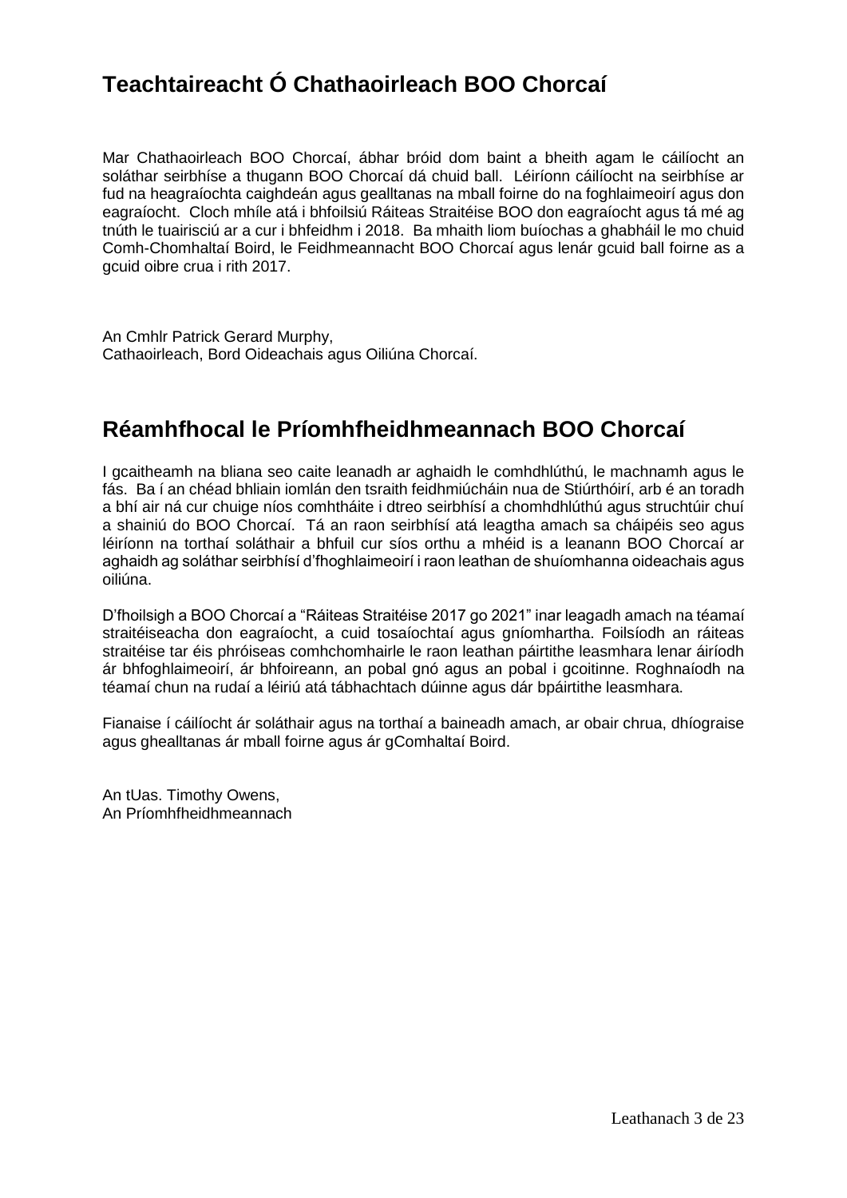## Teachtaireacht Ó Chathaoirleach BOO Chorcaí

Mar Chathaoirleach BOO Chorcaí, ábhar bróid dom baint a bheith agam le cáilíocht an soláthar seirbhíse a thugann BOO Chorcaí dá chuid ball. Léiríonn cáilíocht na seirbhíse ar fud na heagraíochta caighdeán agus gealltanas na mball foirne do na foghlaimeoirí agus don eagraíocht. Cloch mhíle atá i bhfoilsiú Ráiteas Straitéise BOO don eagraíocht agus tá mé ag tnúth le tuairisciú ar a cur i bhfeidhm i 2018. Ba mhaith liom buíochas a ghabháil le mo chuid Comh-Chomhaltaí Boird, le Feidhmeannacht BOO Chorcaí agus lenár gcuid ball foirne as a gcuid oibre crua i rith 2017.

An Cmhlr Patrick Gerard Murphy,
Cathaoirleach, Bord Oideachais agus Oiliúna Chorcaí.

## Réamhfhocal le Príomhfheidhmeannach BOO Chorcaí

I gcaitheamh na bliana seo caite leanadh ar aghaidh le comhdhlúthú, le machnamh agus le fás. Ba í an chéad bhliain iomlán den tsraith feidhmiúcháin nua de Stiúrthóirí, arb é an toradh a bhí air ná cur chuige níos comhtháite i dtreo seirbhísí a chomhdhlúthú agus struchtúir chuí a shainiú do BOO Chorcaí. Tá an raon seirbhísí atá leagtha amach sa cháipéis seo agus léiríonn na torthaí soláthair a bhfuil cur síos orthu a mhéid is a leanann BOO Chorcaí ar aghaidh ag soláthar seirbhísí d'fhoghlaimeoirí i raon leathan de shuíomhanna oideachais agus oiliúna.

D'fhoilsigh a BOO Chorcaí a "Ráiteas Straitéise 2017 go 2021" inar leagadh amach na téamaí straitéiseacha don eagraíocht, a cuid tosaíochtaí agus gníomhartha. Foilsíodh an ráiteas straitéise tar éis phróiseas comhchomhairle le raon leathan páirtithe leasmhara lenar áiríodh ár bhfoghlaimeoirí, ár bhfoireann, an pobal gnó agus an pobal i gcoitinne. Roghnaíodh na téamaí chun na rudaí a léiriú atá tábhachtach dúinne agus dár bpáirtithe leasmhara.

Fianaise í cáilíocht ár soláthair agus na torthaí a baineadh amach, ar obair chrua, dhíograise agus ghealltanas ár mball foirne agus ár gComhaltaí Boird.

An tUas. Timothy Owens,
An Príomhfheidhmeannach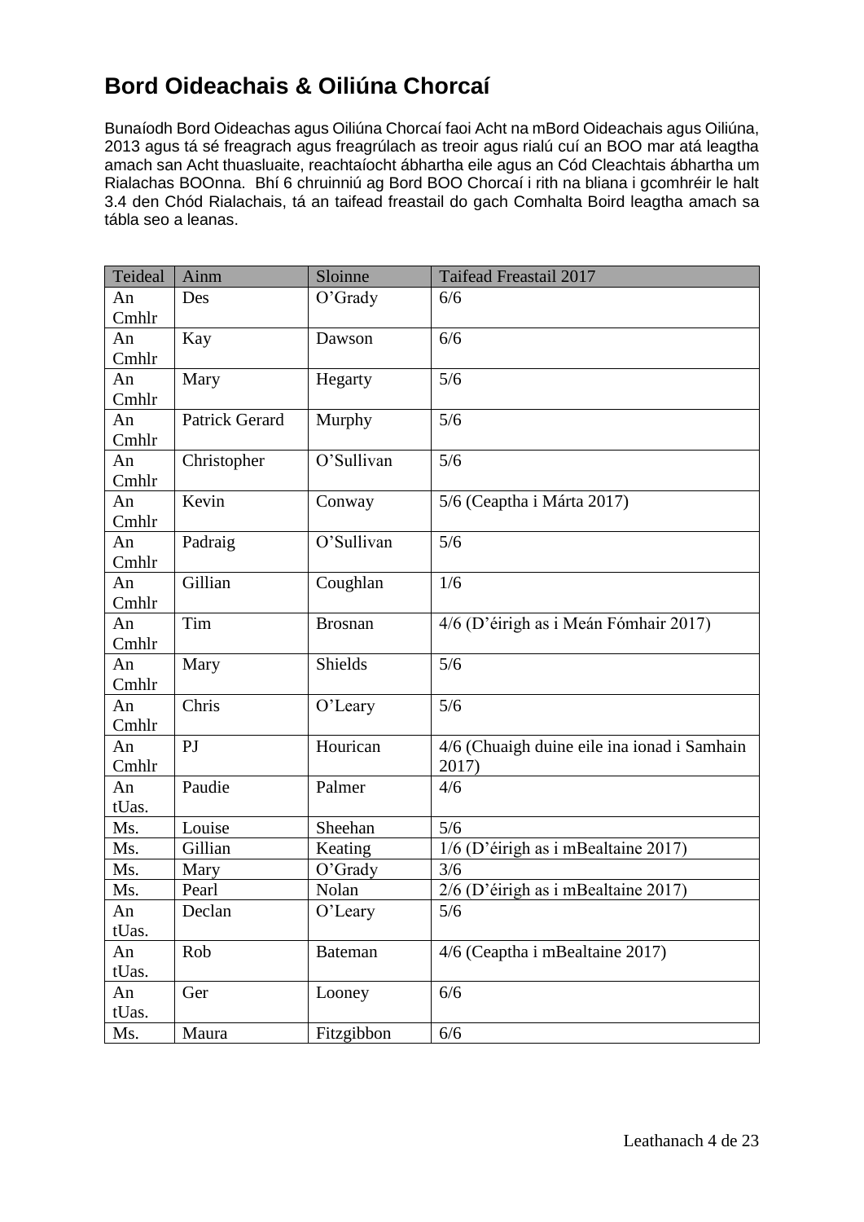# Bord Oideachais & Oiliúna Chorcaí

Bunaíodh Bord Oideachas agus Oiliúna Chorcaí faoi Acht na mBord Oideachais agus Oiliúna, 2013 agus tá sé freagrach agus freagrúlach as treoir agus rialú cuí an BOO mar atá leagtha amach san Acht thuasluaite, reachtaíocht ábhartha eile agus an Cód Cleachtais ábhartha um Rialachas BOOnna. Bhí 6 chruinniú ag Bord BOO Chorcaí i rith na bliana i gcomhréir le halt 3.4 den Chód Rialachais, tá an taifead freastail do gach Comhalta Boird leagtha amach sa tábla seo a leanas.

| Teideal | Ainm | Sloinne | Taifead Freastail 2017 |
|---|---|---|---|
| An Cmhlr | Des | O'Grady | 6/6 |
| An Cmhlr | Kay | Dawson | 6/6 |
| An Cmhlr | Mary | Hegarty | 5/6 |
| An Cmhlr | Patrick Gerard | Murphy | 5/6 |
| An Cmhlr | Christopher | O'Sullivan | 5/6 |
| An Cmhlr | Kevin | Conway | 5/6 (Ceaptha i Márta 2017) |
| An Cmhlr | Padraig | O'Sullivan | 5/6 |
| An Cmhlr | Gillian | Coughlan | 1/6 |
| An Cmhlr | Tim | Brosnan | 4/6 (D'éirigh as i Meán Fómhair 2017) |
| An Cmhlr | Mary | Shields | 5/6 |
| An Cmhlr | Chris | O'Leary | 5/6 |
| An Cmhlr | PJ | Hourican | 4/6 (Chuaigh duine eile ina ionad i Samhain 2017) |
| An tUas. | Paudie | Palmer | 4/6 |
| Ms. | Louise | Sheehan | 5/6 |
| Ms. | Gillian | Keating | 1/6 (D'éirigh as i mBealtaine 2017) |
| Ms. | Mary | O'Grady | 3/6 |
| Ms. | Pearl | Nolan | 2/6 (D'éirigh as i mBealtaine 2017) |
| An tUas. | Declan | O'Leary | 5/6 |
| An tUas. | Rob | Bateman | 4/6 (Ceaptha i mBealtaine 2017) |
| An tUas. | Ger | Looney | 6/6 |
| Ms. | Maura | Fitzgibbon | 6/6 |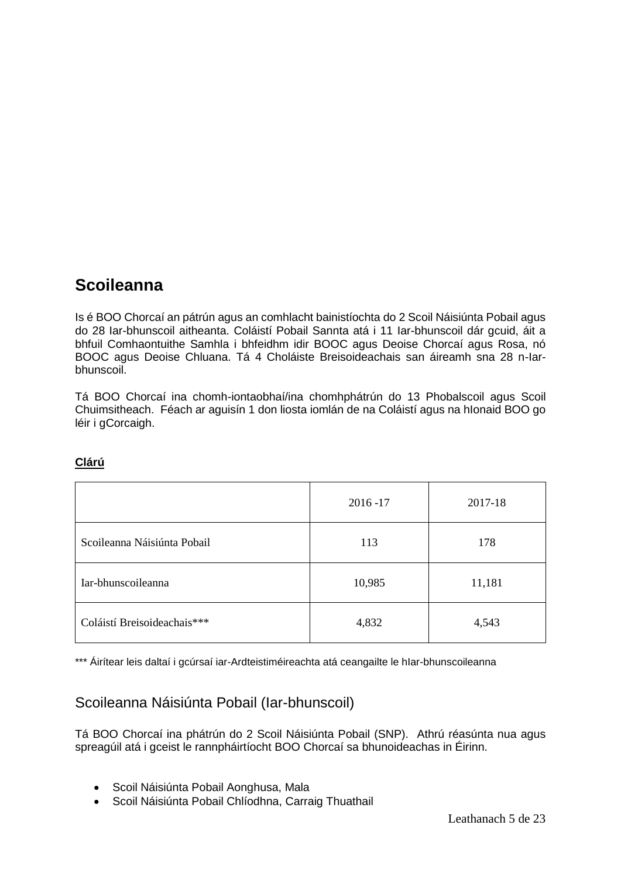# Scoileanna

Is é BOO Chorcaí an pátrún agus an comhlacht bainistíochta do 2 Scoil Náisiúnta Pobail agus do 28 Iar-bhunscoil aitheanta. Coláistí Pobail Sannta atá i 11 Iar-bhunscoil dár gcuid, áit a bhfuil Comhaontuithe Samhla i bhfeidhm idir BOOC agus Deoise Chorcaí agus Rosa, nó BOOC agus Deoise Chluana. Tá 4 Choláiste Breisoideachais san áireamh sna 28 n-Iar-bhunscoil.

Tá BOO Chorcaí ina chomh-iontaobhaí/ina chomhphátrún do 13 Phobalscoil agus Scoil Chuimsitheach. Féach ar aguisín 1 don liosta iomlán de na Coláistí agus na hIonaid BOO go léir i gCorcaigh.

**Clárú**

| | 2016 -17 | 2017-18 |
|---|---|---|
| Scoileanna Náisiúnta Pobail | 113 | 178 |
| Iar-bhunscoileanna | 10,985 | 11,181 |
| Coláistí Breisoideachais*** | 4,832 | 4,543 |

*** Áirítear leis daltaí i gcúrsaí iar-Ardteistiméireachta atá ceangailte le hIar-bhunscoileanna

## Scoileanna Náisiúnta Pobail (Iar-bhunscoil)

Tá BOO Chorcaí ina phátrún do 2 Scoil Náisiúnta Pobail (SNP). Athrú réasúnta nua agus spreagúil atá i gceist le rannpháirtíocht BOO Chorcaí sa bhunoideachas in Éirinn.

- Scoil Náisiúnta Pobail Aonghusa, Mala
- Scoil Náisiúnta Pobail Chlíodhna, Carraig Thuathail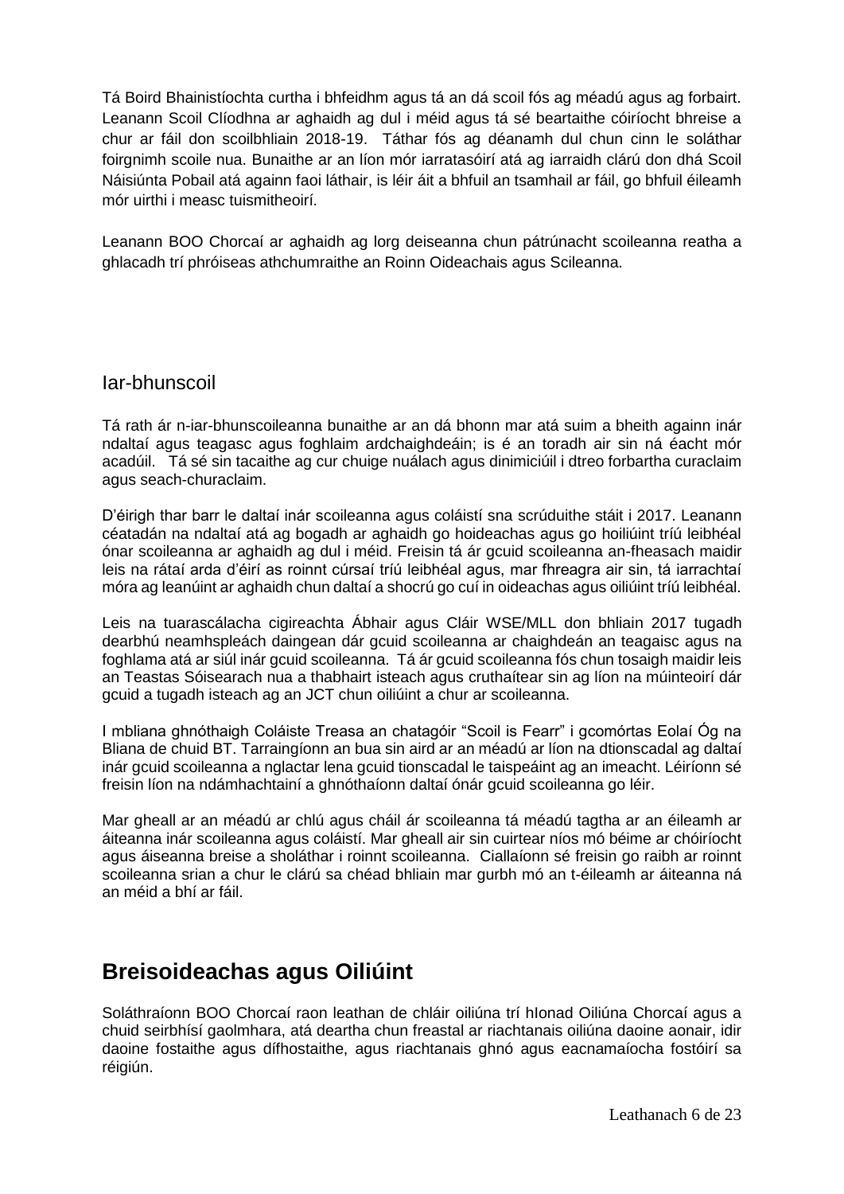Tá Boird Bhainistíochta curtha i bhfeidhm agus tá an dá scoil fós ag méadú agus ag forbairt. Leanann Scoil Clíodhna ar aghaidh ag dul i méid agus tá sé beartaithe cóiríocht bhreise a chur ar fáil don scoilbhliain 2018-19. Táthar fós ag déanamh dul chun cinn le soláthar foirgnimh scoile nua. Bunaithe ar an líon mór iarratasóirí atá ag iarraidh clárú don dhá Scoil Náisiúnta Pobail atá againn faoi láthair, is léir áit a bhfuil an tsamhail ar fáil, go bhfuil éileamh mór uirthi i measc tuismitheoirí.

Leanann BOO Chorcaí ar aghaidh ag lorg deiseanna chun pátrúnacht scoileanna reatha a ghlacadh trí phróiseas athchumraithe an Roinn Oideachais agus Scileanna.

## Iar-bhunscoil

Tá rath ár n-iar-bhunscoileanna bunaithe ar an dá bhonn mar atá suim a bheith againn inár ndaltaí agus teagasc agus foghlaim ardchaighdeáin; is é an toradh air sin ná éacht mór acadúil. Tá sé sin tacaithe ag cur chuige nuálach agus dinimiciúil i dtreo forbartha curaclaim agus seach-churaclaim.

D'éirigh thar barr le daltaí inár scoileanna agus coláistí sna scrúduithe stáit i 2017. Leanann céatadán na ndaltaí atá ag bogadh ar aghaidh go hoideachas agus go hoiliúint tríú leibhéal ónar scoileanna ar aghaidh ag dul i méid. Freisin tá ár gcuid scoileanna an-fheasach maidir leis na rátaí arda d'éirí as roinnt cúrsaí tríú leibhéal agus, mar fhreagra air sin, tá iarrachtaí móra ag leanúint ar aghaidh chun daltaí a shocrú go cuí in oideachas agus oiliúint tríú leibhéal.

Leis na tuarascálacha cigireachta Ábhair agus Cláir WSE/MLL don bhliain 2017 tugadh dearbhú neamhspleách daingean dár gcuid scoileanna ar chaighdeán an teagaisc agus na foghlama atá ar siúl inár gcuid scoileanna. Tá ár gcuid scoileanna fós chun tosaigh maidir leis an Teastas Sóisearach nua a thabhairt isteach agus cruthaítear sin ag líon na múinteoirí dár gcuid a tugadh isteach ag an JCT chun oiliúint a chur ar scoileanna.

I mbliana ghnóthaigh Coláiste Treasa an chatagóir "Scoil is Fearr" i gcomórtas Eolaí Óg na Bliana de chuid BT. Tarraingíonn an bua sin aird ar an méadú ar líon na dtionscadal ag daltaí inár gcuid scoileanna a nglactar lena gcuid tionscadal le taispeáint ag an imeacht. Léiríonn sé freisin líon na ndámhachtainí a ghnóthaíonn daltaí ónár gcuid scoileanna go léir.

Mar gheall ar an méadú ar chlú agus cháil ár scoileanna tá méadú tagtha ar an éileamh ar áiteanna inár scoileanna agus coláistí. Mar gheall air sin cuirtear níos mó béime ar chóiríocht agus áiseanna breise a sholáthar i roinnt scoileanna. Ciallaíonn sé freisin go raibh ar roinnt scoileanna srian a chur le clárú sa chéad bhliain mar gurbh mó an t-éileamh ar áiteanna ná an méid a bhí ar fáil.

# Breisoideachas agus Oiliúint

Soláthraíonn BOO Chorcaí raon leathan de chláir oiliúna trí hIonad Oiliúna Chorcaí agus a chuid seirbhísí gaolmhara, atá deartha chun freastal ar riachtanais oiliúna daoine aonair, idir daoine fostaithe agus dífhostaithe, agus riachtanais ghnó agus eacnamaíocha fostóirí sa réigiún.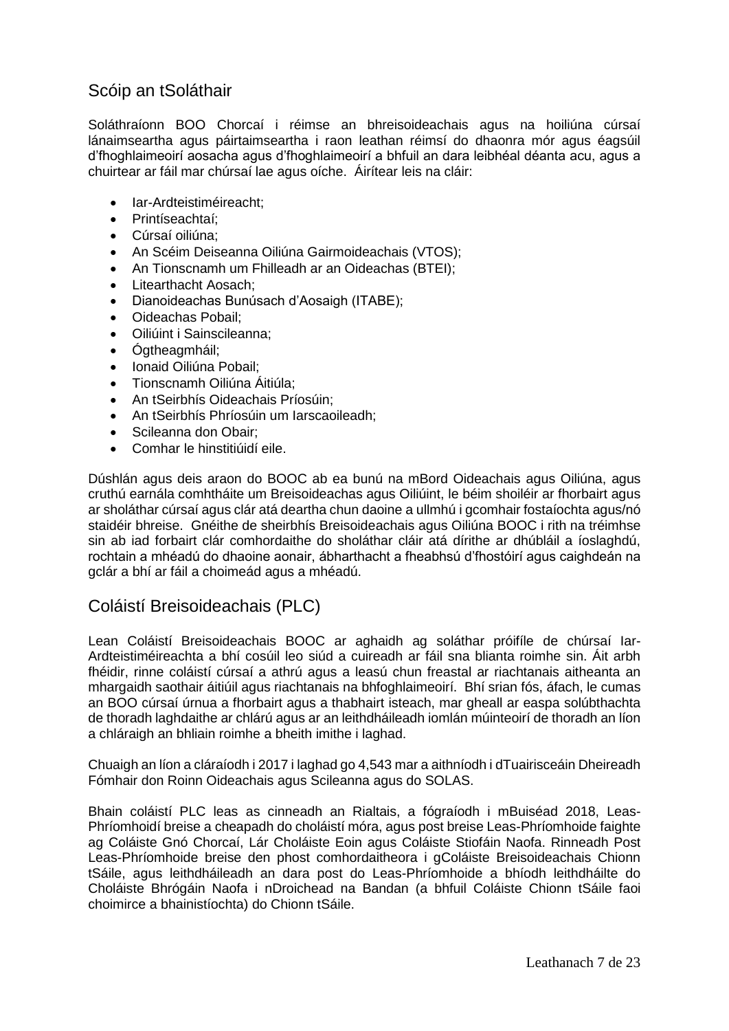## Scóip an tSoláthair

Soláthraíonn BOO Chorcaí i réimse an bhreisoideachais agus na hoiliúna cúrsaí lánaimseartha agus páirtaimseartha i raon leathan réimsí do dhaonra mór agus éagsúil d'fhoghlaimeoirí aosacha agus d'fhoghlaimeoirí a bhfuil an dara leibhéal déanta acu, agus a chuirtear ar fáil mar chúrsaí lae agus oíche. Áirítear leis na cláir:

- Iar-Ardteistiméireacht;
- Printíseachtaí;
- Cúrsaí oiliúna;
- An Scéim Deiseanna Oiliúna Gairmoideachais (VTOS);
- An Tionscnamh um Fhilleadh ar an Oideachas (BTEI);
- Litearthacht Aosach;
- Dianoideachas Bunúsach d'Aosaigh (ITABE);
- Oideachas Pobail;
- Oiliúint i Sainscileanna;
- Ógtheagmháil;
- Ionaid Oiliúna Pobail;
- Tionscnamh Oiliúna Áitiúla;
- An tSeirbhís Oideachais Príosúin;
- An tSeirbhís Phríosúin um Iarscaoileadh;
- Scileanna don Obair;
- Comhar le hinstitiúidí eile.

Dúshlán agus deis araon do BOOC ab ea bunú na mBord Oideachais agus Oiliúna, agus cruthú earnála comhtháite um Breisoideachas agus Oiliúint, le béim shoiléir ar fhorbairt agus ar sholáthar cúrsaí agus clár atá deartha chun daoine a ullmhú i gcomhair fostaíochta agus/nó staidéir bhreise. Gnéithe de sheirbhís Breisoideachais agus Oiliúna BOOC i rith na tréimhse sin ab iad forbairt clár comhordaithe do sholáthar cláir atá dírithe ar dhúbláil a íoslaghdú, rochtain a mhéadú do dhaoine aonair, ábharthacht a fheabhsú d'fhostóirí agus caighdeán na gclár a bhí ar fáil a choimeád agus a mhéadú.

## Coláistí Breisoideachais (PLC)

Lean Coláistí Breisoideachais BOOC ar aghaidh ag soláthar próifíle de chúrsaí Iar-Ardteistiméireachta a bhí cosúil leo siúd a cuireadh ar fáil sna blianta roimhe sin. Áit arbh fhéidir, rinne coláistí cúrsaí a athrú agus a leasú chun freastal ar riachtanais aitheanta an mhargaidh saothair áitiúil agus riachtanais na bhfoghlaimeoirí. Bhí srian fós, áfach, le cumas an BOO cúrsaí úrnua a fhorbairt agus a thabhairt isteach, mar gheall ar easpa solúbthachta de thoradh laghdaithe ar chlárú agus ar an leithdháileadh iomlán múinteoirí de thoradh an líon a chláraigh an bhliain roimhe a bheith imithe i laghad.

Chuaigh an líon a cláraíodh i 2017 i laghad go 4,543 mar a aithníodh i dTuairisceáin Dheireadh Fómhair don Roinn Oideachais agus Scileanna agus do SOLAS.

Bhain coláistí PLC leas as cinneadh an Rialtais, a fógraíodh i mBuiséad 2018, Leas-Phríomhoidí breise a cheapadh do choláistí móra, agus post breise Leas-Phríomhoide faighte ag Coláiste Gnó Chorcaí, Lár Choláiste Eoin agus Coláiste Stiofáin Naofa. Rinneadh Post Leas-Phríomhoide breise den phost comhordaitheora i gColáiste Breisoideachais Chionn tSáile, agus leithdháileadh an dara post do Leas-Phríomhoide a bhíodh leithdháilte do Choláiste Bhrógáin Naofa i nDroichead na Bandan (a bhfuil Coláiste Chionn tSáile faoi choimirce a bhainistíochta) do Chionn tSáile.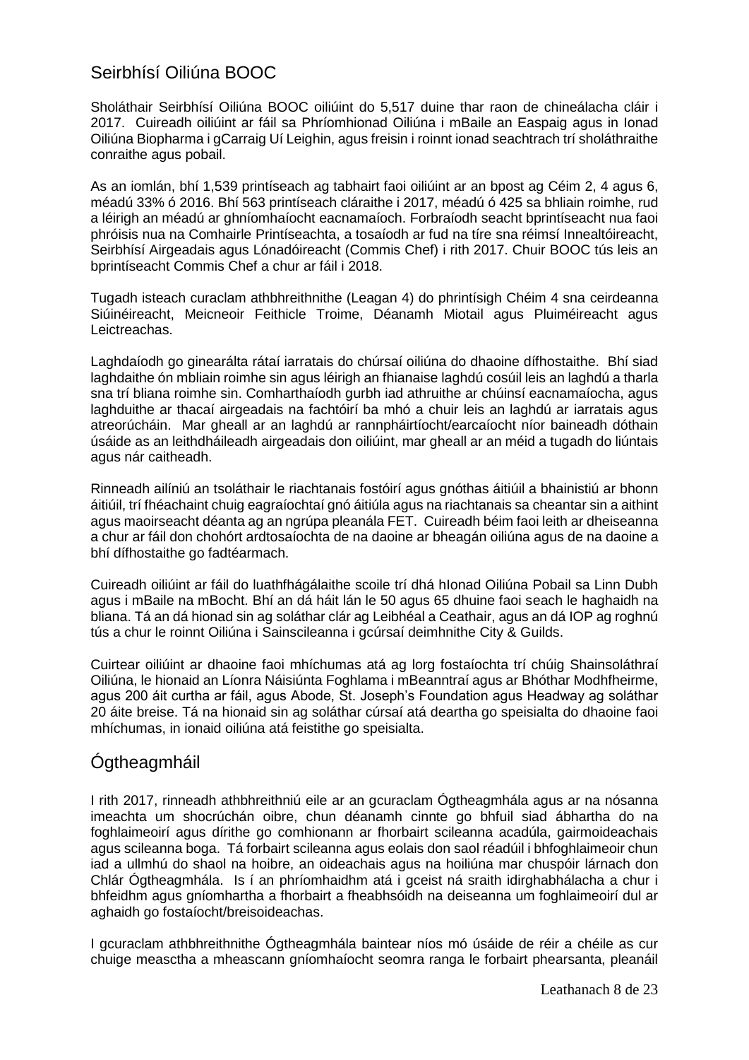## Seirbhísí Oiliúna BOOC

Sholáthair Seirbhísí Oiliúna BOOC oiliúint do 5,517 duine thar raon de chineálacha cláir i 2017. Cuireadh oiliúint ar fáil sa Phríomhionad Oiliúna i mBaile an Easpaig agus in Ionad Oiliúna Biopharma i gCarraig Uí Leighin, agus freisin i roinnt ionad seachtrach trí sholáthraithe conraithe agus pobail.

As an iomlán, bhí 1,539 printíseach ag tabhairt faoi oiliúint ar an bpost ag Céim 2, 4 agus 6, méadú 33% ó 2016. Bhí 563 printíseach cláraithe i 2017, méadú ó 425 sa bhliain roimhe, rud a léirigh an méadú ar ghníomhaíocht eacnamaíoch. Forbraíodh seacht bprintíseacht nua faoi phróisis nua na Comhairle Printíseachta, a tosaíodh ar fud na tíre sna réimsí Innealtóireacht, Seirbhísí Airgeadais agus Lónadóireacht (Commis Chef) i rith 2017. Chuir BOOC tús leis an bprintíseacht Commis Chef a chur ar fáil i 2018.

Tugadh isteach curaclam athbhreithnithe (Leagan 4) do phrintísigh Chéim 4 sna ceirdeanna Siúinéireacht, Meicneoir Feithicle Troime, Déanamh Miotail agus Pluiméireacht agus Leictreachas.

Laghdaíodh go ginearálta rátaí iarratais do chúrsaí oiliúna do dhaoine dífhostaithe. Bhí siad laghdaithe ón mbliain roimhe sin agus léirigh an fhianaise laghdú cosúil leis an laghdú a tharla sna trí bliana roimhe sin. Comharthaíodh gurbh iad athruithe ar chúinsí eacnamaíocha, agus laghduithe ar thacaí airgeadais na fachtóirí ba mhó a chuir leis an laghdú ar iarratais agus atreorúcháin. Mar gheall ar an laghdú ar rannpháirtíocht/earcaíocht níor baineadh dóthain úsáide as an leithdháileadh airgeadais don oiliúint, mar gheall ar an méid a tugadh do liúntais agus nár caitheadh.

Rinneadh ailíniú an tsoláthair le riachtanais fostóirí agus gnóthas áitiúil a bhainistiú ar bhonn áitiúil, trí fhéachaint chuig eagraíochtaí gnó áitiúla agus na riachtanais sa cheantar sin a aithint agus maoirseacht déanta ag an ngrúpa pleanála FET. Cuireadh béim faoi leith ar dheiseanna a chur ar fáil don chohórt ardtosaíochta de na daoine ar bheagán oiliúna agus de na daoine a bhí dífhostaithe go fadtéarmach.

Cuireadh oiliúint ar fáil do luathfhágálaithe scoile trí dhá hIonad Oiliúna Pobail sa Linn Dubh agus i mBaile na mBocht. Bhí an dá háit lán le 50 agus 65 dhuine faoi seach le haghaidh na bliana. Tá an dá hionad sin ag soláthar clár ag Leibhéal a Ceathair, agus an dá IOP ag roghnú tús a chur le roinnt Oiliúna i Sainscileanna i gcúrsaí deimhnithe City & Guilds.

Cuirtear oiliúint ar dhaoine faoi mhíchumas atá ag lorg fostaíochta trí chúig Shainsoláthraí Oiliúna, le hionaid an Líonra Náisiúnta Foghlama i mBeanntraí agus ar Bhóthar Modhfheirme, agus 200 áit curtha ar fáil, agus Abode, St. Joseph's Foundation agus Headway ag soláthar 20 áite breise. Tá na hionaid sin ag soláthar cúrsaí atá deartha go speisialta do dhaoine faoi mhíchumas, in ionaid oiliúna atá feistithe go speisialta.

## Ógtheagmháil

I rith 2017, rinneadh athbhreithniú eile ar an gcuraclam Ógtheagmhála agus ar na nósanna imeachta um shocrúchán oibre, chun déanamh cinnte go bhfuil siad ábhartha do na foghlaimeoirí agus dírithe go comhionann ar fhorbairt scileanna acadúla, gairmoideachais agus scileanna boga. Tá forbairt scileanna agus eolais don saol réadúil i bhfoghlaimeoir chun iad a ullmhú do shaol na hoibre, an oideachais agus na hoiliúna mar chuspóir lárnach don Chlár Ógtheagmhála. Is í an phríomhaidhm atá i gceist ná sraith idirghabhálacha a chur i bhfeidhm agus gníomhartha a fhorbairt a fheabhsóidh na deiseanna um foghlaimeoirí dul ar aghaidh go fostaíocht/breisoideachas.

I gcuraclam athbhreithnithe Ógtheagmhála baintear níos mó úsáide de réir a chéile as cur chuige measctha a mheascann gníomhaíocht seomra ranga le forbairt phearsanta, pleanáil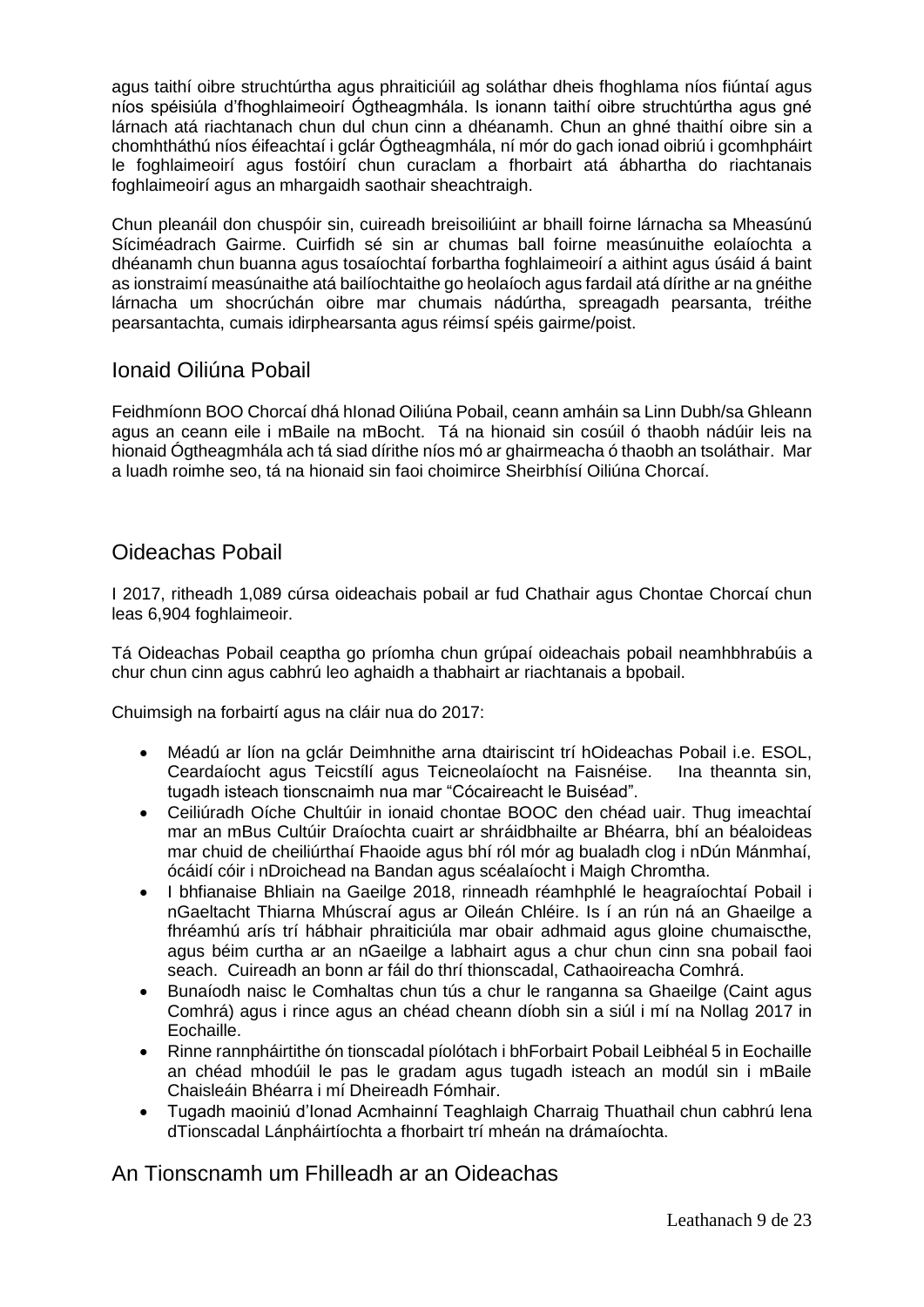agus taithí oibre struchtúrtha agus phraiticiúil ag soláthar dheis fhoghlama níos fiúntaí agus níos spéisiúla d'fhoghlaimeoirí Ógtheagmhála. Is ionann taithí oibre struchtúrtha agus gné lárnach atá riachtanach chun dul chun cinn a dhéanamh. Chun an ghné thaithí oibre sin a chomhtháthú níos éifeachtaí i gclár Ógtheagmhála, ní mór do gach ionad oibriú i gcomhpháirt le foghlaimeoirí agus fostóirí chun curaclam a fhorbairt atá ábhartha do riachtanais foghlaimeoirí agus an mhargaidh saothair sheachtraigh.

Chun pleanáil don chuspóir sin, cuireadh breisoiliúint ar bhaill foirne lárnacha sa Mheasúnú Síciméadrach Gairme. Cuirfidh sé sin ar chumas ball foirne measúnuithe eolaíochta a dhéanamh chun buanna agus tosaíochtaí forbartha foghlaimeoirí a aithint agus úsáid á baint as ionstraimí measúnaithe atá bailíochtaithe go heolaíoch agus fardail atá dírithe ar na gnéithe lárnacha um shocrúchán oibre mar chumais nádúrtha, spreagadh pearsanta, tréithe pearsantachta, cumais idirphearsanta agus réimsí spéis gairme/poist.

## Ionaid Oiliúna Pobail

Feidhmíonn BOO Chorcaí dhá hIonad Oiliúna Pobail, ceann amháin sa Linn Dubh/sa Ghleann agus an ceann eile i mBaile na mBocht. Tá na hionaid sin cosúil ó thaobh nádúir leis na hionaid Ógtheagmhála ach tá siad dírithe níos mó ar ghairmeacha ó thaobh an tsoláthair. Mar a luadh roimhe seo, tá na hionaid sin faoi choimirce Sheirbhísí Oiliúna Chorcaí.

## Oideachas Pobail

I 2017, ritheadh 1,089 cúrsa oideachais pobail ar fud Chathair agus Chontae Chorcaí chun leas 6,904 foghlaimeoir.

Tá Oideachas Pobail ceaptha go príomha chun grúpaí oideachais pobail neamhbhrabúis a chur chun cinn agus cabhrú leo aghaidh a thabhairt ar riachtanais a bpobail.

Chuimsigh na forbairtí agus na cláir nua do 2017:

- Méadú ar líon na gclár Deimhnithe arna dtairiscint trí hOideachas Pobail i.e. ESOL, Ceardaíocht agus Teicstílí agus Teicneolaíocht na Faisnéise. Ina theannta sin, tugadh isteach tionscnaimh nua mar "Cócaireacht le Buiséad".
- Ceiliúradh Oíche Chultúir in ionaid chontae BOOC den chéad uair. Thug imeachtaí mar an mBus Cultúir Draíochta cuairt ar shráidbhailte ar Bhéarra, bhí an béaloideas mar chuid de cheiliúrthaí Fhaoide agus bhí ról mór ag bualadh clog i nDún Mánmhaí, ócáidí cóir i nDroichead na Bandan agus scéalaíocht i Maigh Chromtha.
- I bhfianaise Bhliain na Gaeilge 2018, rinneadh réamhphlé le heagraíochtaí Pobail i nGaeltacht Thiarna Mhúscraí agus ar Oileán Chléire. Is í an rún ná an Ghaeilge a fhréamhú arís trí hábhair phraiticiúla mar obair adhmaid agus gloine chumaiscthe, agus béim curtha ar an nGaeilge a labhairt agus a chur chun cinn sna pobail faoi seach. Cuireadh an bonn ar fáil do thrí thionscadal, Cathaoireacha Comhrá.
- Bunaíodh naisc le Comhaltas chun tús a chur le ranganna sa Ghaeilge (Caint agus Comhrá) agus i rince agus an chéad cheann díobh sin a siúl i mí na Nollag 2017 in Eochaille.
- Rinne rannpháirtithe ón tionscadal píolótach i bhForbairt Pobail Leibhéal 5 in Eochaille an chéad mhodúil le pas le gradam agus tugadh isteach an modúl sin i mBaile Chaisleáin Bhéarra i mí Dheireadh Fómhair.
- Tugadh maoiniú d'Ionad Acmhainní Teaghlaigh Charraig Thuathail chun cabhrú lena dTionscadal Lánpháirtíochta a fhorbairt trí mheán na drámaíochta.

## An Tionscnamh um Fhilleadh ar an Oideachas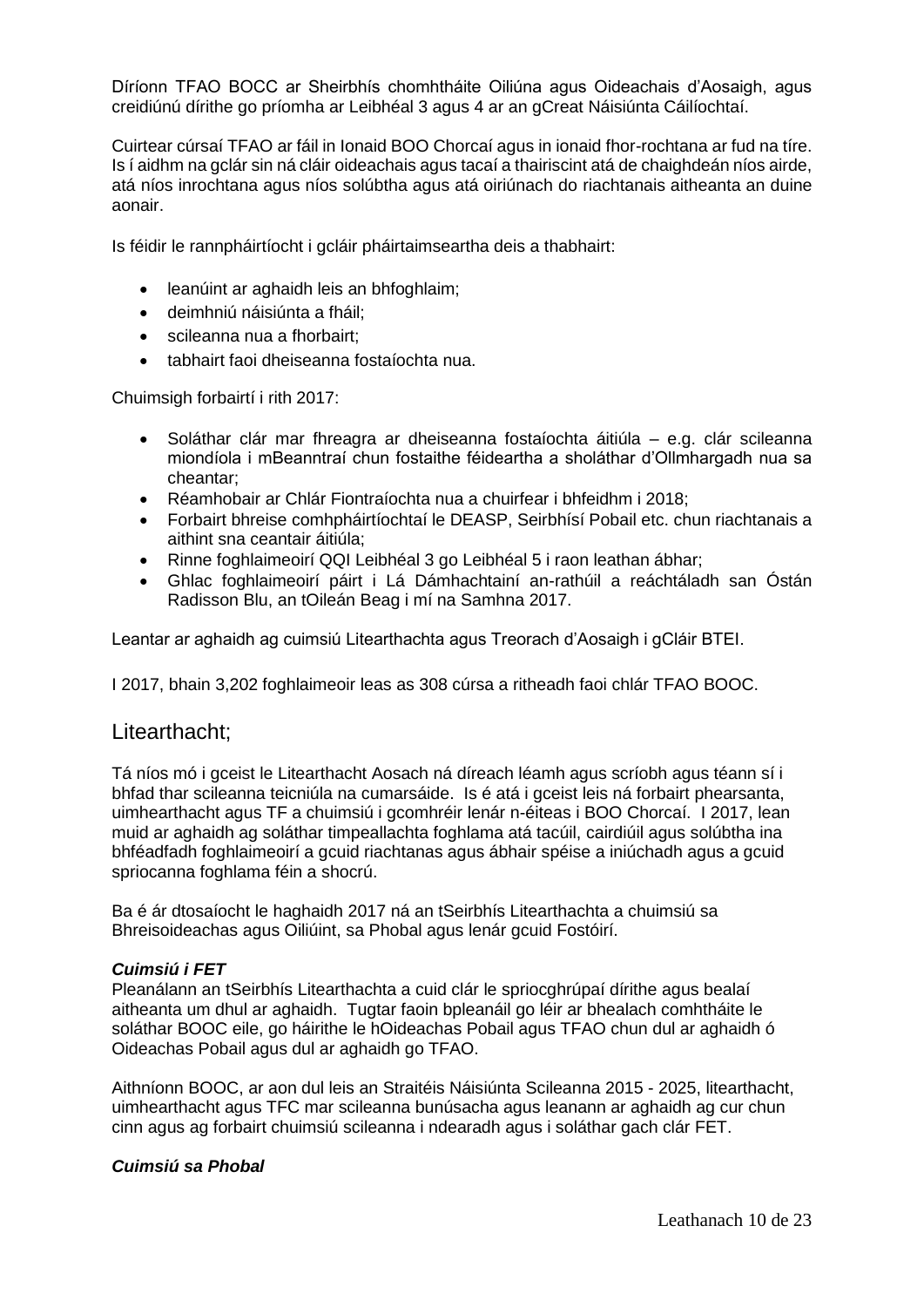Díríonn TFAO BOCC ar Sheirbhís chomhtháite Oiliúna agus Oideachais d'Aosaigh, agus creidiúnú dírithe go príomha ar Leibhéal 3 agus 4 ar an gCreat Náisiúnta Cáilíochtaí.

Cuirtear cúrsaí TFAO ar fáil in Ionaid BOO Chorcaí agus in ionaid fhor-rochtana ar fud na tíre. Is í aidhm na gclár sin ná cláir oideachais agus tacaí a thairiscint atá de chaighdeán níos airde, atá níos inrochtana agus níos solúbtha agus atá oiriúnach do riachtanais aitheanta an duine aonair.

Is féidir le rannpháirtíocht i gcláir pháirtaimseartha deis a thabhairt:

- leanúint ar aghaidh leis an bhfoghlaim;
- deimhniú náisiúnta a fháil;
- scileanna nua a fhorbairt;
- tabhairt faoi dheiseanna fostaíochta nua.

Chuimsigh forbairtí i rith 2017:

- Soláthar clár mar fhreagra ar dheiseanna fostaíochta áitiúla – e.g. clár scileanna miondíola i mBeanntraí chun fostaithe féideartha a sholáthar d'Ollmhargadh nua sa cheantar;
- Réamhobair ar Chlár Fiontraíochta nua a chuirfear i bhfeidhm i 2018;
- Forbairt bhreise comhpháirtíochtaí le DEASP, Seirbhísí Pobail etc. chun riachtanais a aithint sna ceantair áitiúla;
- Rinne foghlaimeoirí QQI Leibhéal 3 go Leibhéal 5 i raon leathan ábhar;
- Ghlac foghlaimeoirí páirt i Lá Dámhachtainí an-rathúil a reáchtáladh san Óstán Radisson Blu, an tOileán Beag i mí na Samhna 2017.

Leantar ar aghaidh ag cuimsiú Litearthachta agus Treorach d'Aosaigh i gCláir BTEI.

I 2017, bhain 3,202 foghlaimeoir leas as 308 cúrsa a ritheadh faoi chlár TFAO BOOC.

## Litearthacht;

Tá níos mó i gceist le Litearthacht Aosach ná díreach léamh agus scríobh agus téann sí i bhfad thar scileanna teicniúla na cumarsáide. Is é atá i gceist leis ná forbairt phearsanta, uimhearthacht agus TF a chuimsiú i gcomhréir lenár n-éiteas i BOO Chorcaí. I 2017, lean muid ar aghaidh ag soláthar timpeallachta foghlama atá tacúil, cairdiúil agus solúbtha ina bhféadfadh foghlaimeoirí a gcuid riachtanas agus ábhair spéise a iniúchadh agus a gcuid spriocanna foghlama féin a shocrú.

Ba é ár dtosaíocht le haghaidh 2017 ná an tSeirbhís Litearthachta a chuimsiú sa Bhreisoideachas agus Oiliúint, sa Phobal agus lenár gcuid Fostóirí.

***Cuimsiú i FET***

Pleanálann an tSeirbhís Litearthachta a cuid clár le spriocghrúpaí dírithe agus bealaí aitheanta um dhul ar aghaidh. Tugtar faoin bpleanáil go léir ar bhealach comhtháite le soláthar BOOC eile, go háirithe le hOideachas Pobail agus TFAO chun dul ar aghaidh ó Oideachas Pobail agus dul ar aghaidh go TFAO.

Aithníonn BOOC, ar aon dul leis an Straitéis Náisiúnta Scileanna 2015 - 2025, litearthacht, uimhearthacht agus TFC mar scileanna bunúsacha agus leanann ar aghaidh ag cur chun cinn agus ag forbairt chuimsiú scileanna i ndearadh agus i soláthar gach clár FET.

***Cuimsiú sa Phobal***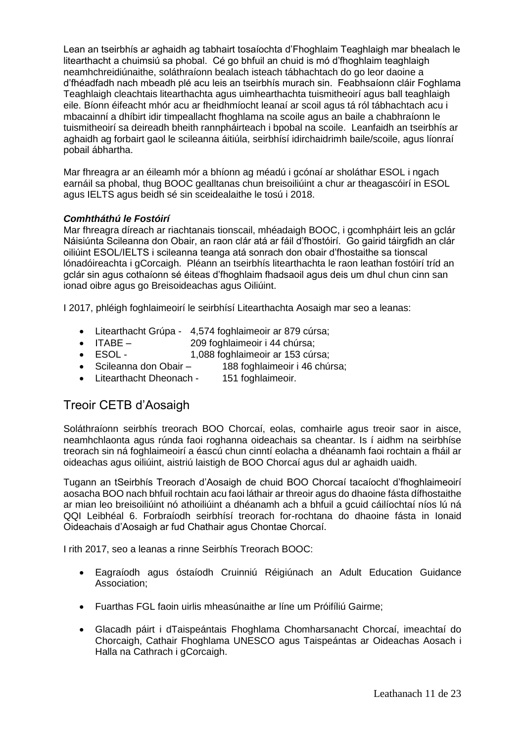Lean an tseirbhís ar aghaidh ag tabhairt tosaíochta d'Fhoghlaim Teaghlaigh mar bhealach le litearthacht a chuimsiú sa phobal. Cé go bhfuil an chuid is mó d'fhoghlaim teaghlaigh neamhchreidiúnaithe, soláthraíonn bealach isteach tábhachtach do go leor daoine a d'fhéadfadh nach mbeadh plé acu leis an tseirbhís murach sin. Feabhsaíonn cláir Foghlama Teaghlaigh cleachtais litearthachta agus uimhearthachta tuismitheoirí agus ball teaghlaigh eile. Bíonn éifeacht mhór acu ar fheidhmíocht leanaí ar scoil agus tá ról tábhachtach acu i mbacainní a dhíbirt idir timpeallacht fhoghlama na scoile agus an baile a chabhraíonn le tuismitheoirí sa deireadh bheith rannpháirteach i bpobal na scoile. Leanfaidh an tseirbhís ar aghaidh ag forbairt gaol le scileanna áitiúla, seirbhísí idirchaidrimh baile/scoile, agus líonraí pobail ábhartha.

Mar fhreagra ar an éileamh mór a bhíonn ag méadú i gcónaí ar sholáthar ESOL i ngach earnáil sa phobal, thug BOOC gealltanas chun breisoiliúint a chur ar theagascóirí in ESOL agus IELTS agus beidh sé sin sceidealaithe le tosú i 2018.

***Comhtháthú le Fostóirí***

Mar fhreagra díreach ar riachtanais tionscail, mhéadaigh BOOC, i gcomhpháirt leis an gclár Náisiúnta Scileanna don Obair, an raon clár atá ar fáil d'fhostóirí. Go gairid táirgfidh an clár oiliúint ESOL/IELTS i scileanna teanga atá sonrach don obair d'fhostaithe sa tionscal lónadóireachta i gCorcaigh. Pléann an tseirbhís litearthachta le raon leathan fostóirí tríd an gclár sin agus cothaíonn sé éiteas d'fhoghlaim fhadsaoil agus deis um dhul chun cinn san ionad oibre agus go Breisoideachas agus Oiliúint.

I 2017, phléigh foghlaimeoirí le seirbhísí Litearthachta Aosaigh mar seo a leanas:

- Litearthacht Grúpa - 4,574 foghlaimeoir ar 879 cúrsa;
- ITABE – 209 foghlaimeoir i 44 chúrsa;
- ESOL - 1,088 foghlaimeoir ar 153 cúrsa;
- Scileanna don Obair – 188 foghlaimeoir i 46 chúrsa;
- Litearthacht Dheonach - 151 foghlaimeoir.

## Treoir CETB d'Aosaigh

Soláthraíonn seirbhís treorach BOO Chorcaí, eolas, comhairle agus treoir saor in aisce, neamhchlaonta agus rúnda faoi roghanna oideachais sa cheantar. Is í aidhm na seirbhíse treorach sin ná foghlaimeoirí a éascú chun cinntí eolacha a dhéanamh faoi rochtain a fháil ar oideachas agus oiliúint, aistriú laistigh de BOO Chorcaí agus dul ar aghaidh uaidh.

Tugann an tSeirbhís Treorach d'Aosaigh de chuid BOO Chorcaí tacaíocht d'fhoghlaimeoirí aosacha BOO nach bhfuil rochtain acu faoi láthair ar threoir agus do dhaoine fásta dífhostaithe ar mian leo breisoiliúint nó athoiliúint a dhéanamh ach a bhfuil a gcuid cáilíochtaí níos lú ná QQI Leibhéal 6. Forbraíodh seirbhísí treorach for-rochtana do dhaoine fásta in Ionaid Oideachais d'Aosaigh ar fud Chathair agus Chontae Chorcaí.

I rith 2017, seo a leanas a rinne Seirbhís Treorach BOOC:

- Eagraíodh agus óstaíodh Cruinniú Réigiúnach an Adult Education Guidance Association;
- Fuarthas FGL faoin uirlis mheasúnaithe ar líne um Próifíliú Gairme;
- Glacadh páirt i dTaispeántais Fhoghlama Chomharsanacht Chorcaí, imeachtaí do Chorcaigh, Cathair Fhoghlama UNESCO agus Taispeántas ar Oideachas Aosach i Halla na Cathrach i gCorcaigh.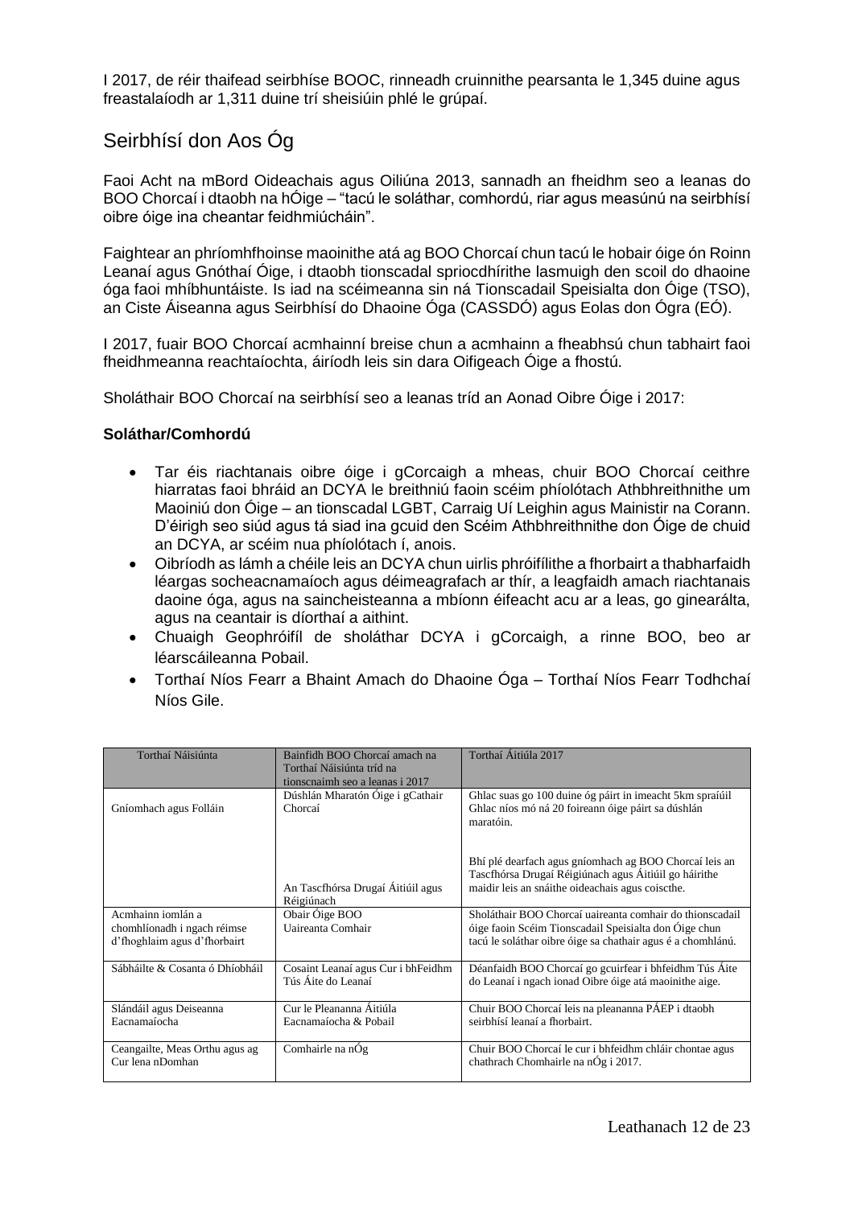I 2017, de réir thaifead seirbhíse BOOC, rinneadh cruinnithe pearsanta le 1,345 duine agus freastalaíodh ar 1,311 duine trí sheisiúin phlé le grúpaí.

## Seirbhísí don Aos Óg

Faoi Acht na mBord Oideachais agus Oiliúna 2013, sannadh an fheidhm seo a leanas do BOO Chorcaí i dtaobh na hÓige – "tacú le soláthar, comhordú, riar agus measúnú na seirbhísí oibre óige ina cheantar feidhmiúcháin".

Faightear an phríomhfhoinse maoinithe atá ag BOO Chorcaí chun tacú le hobair óige ón Roinn Leanaí agus Gnóthaí Óige, i dtaobh tionscadal spriocdhírithe lasmuigh den scoil do dhaoine óga faoi mhíbhuntáiste. Is iad na scéimeanna sin ná Tionscadail Speisialta don Óige (TSO), an Ciste Áiseanna agus Seirbhísí do Dhaoine Óga (CASSDÓ) agus Eolas don Ógra (EÓ).

I 2017, fuair BOO Chorcaí acmhainní breise chun a acmhainn a fheabhsú chun tabhairt faoi fheidhmeanna reachtaíochta, áiríodh leis sin dara Oifigeach Óige a fhostú.

Sholáthair BOO Chorcaí na seirbhísí seo a leanas tríd an Aonad Oibre Óige i 2017:

**Soláthar/Comhordú**

- Tar éis riachtanais oibre óige i gCorcaigh a mheas, chuir BOO Chorcaí ceithre hiarratas faoi bhráid an DCYA le breithniú faoin scéim phíolótach Athbhreithnithe um Maoiniú don Óige – an tionscadal LGBT, Carraig Uí Leighin agus Mainistir na Corann. D'éirigh seo siúd agus tá siad ina gcuid den Scéim Athbhreithnithe don Óige de chuid an DCYA, ar scéim nua phíolótach í, anois.
- Oibríodh as lámh a chéile leis an DCYA chun uirlis phróifílithe a fhorbairt a thabharfaidh léargas socheacnamaíoch agus déimeagrafach ar thír, a leagfaidh amach riachtanais daoine óga, agus na saincheisteanna a mbíonn éifeacht acu ar a leas, go ginearálta, agus na ceantair is díorthaí a aithint.
- Chuaigh Geophróifíl de sholáthar DCYA i gCorcaigh, a rinne BOO, beo ar léarscáileanna Pobail.
- Torthaí Níos Fearr a Bhaint Amach do Dhaoine Óga – Torthaí Níos Fearr Todhchaí Níos Gile.

| Torthaí Náisiúnta | Bainfidh BOO Chorcaí amach na Torthaí Náisiúnta tríd na tionscnaimh seo a leanas i 2017 | Torthaí Áitiúla 2017 |
|---|---|---|
| Gníomhach agus Folláin | Dúshlán Mharatón Óige i gCathair Chorcaí | Ghlac suas go 100 duine óg páirt in imeacht 5km spraíúil Ghlac níos mó ná 20 foireann óige páirt sa dúshlán maratóin. |
| | An Tascfhórsa Drugaí Áitiúil agus Réigiúnach | Bhí plé dearfach agus gníomhach ag BOO Chorcaí leis an Tascfhórsa Drugaí Réigiúnach agus Áitiúil go háirithe maidir leis an snáithe oideachais agus coiscthe. |
| Acmhainn iomlán a chomhlíonadh i ngach réimse d'fhoghlaim agus d'fhorbairt | Obair Óige BOO Uaireanta Comhair | Sholáthair BOO Chorcaí uaireanta comhair do thionscadail óige faoin Scéim Tionscadail Speisialta don Óige chun tacú le soláthar oibre óige sa chathair agus é a chomhlánú. |
| Sábháilte & Cosanta ó Dhíobháil | Cosaint Leanaí agus Cur i bhFeidhm Tús Áite do Leanaí | Déanfaidh BOO Chorcaí go gcuirfear i bhfeidhm Tús Áite do Leanaí i ngach ionad Oibre óige atá maoinithe aige. |
| Slándáil agus Deiseanna Eacnamaíocha | Cur le Pleananna Áitiúla Eacnamaíocha & Pobail | Chuir BOO Chorcaí leis na pleananna PÁEP i dtaobh seirbhísí leanaí a fhorbairt. |
| Ceangailte, Meas Orthu agus ag Cur lena nDomhan | Comhairle na nÓg | Chuir BOO Chorcaí le cur i bhfeidhm chláir chontae agus chathrach Chomhairle na nÓg i 2017. |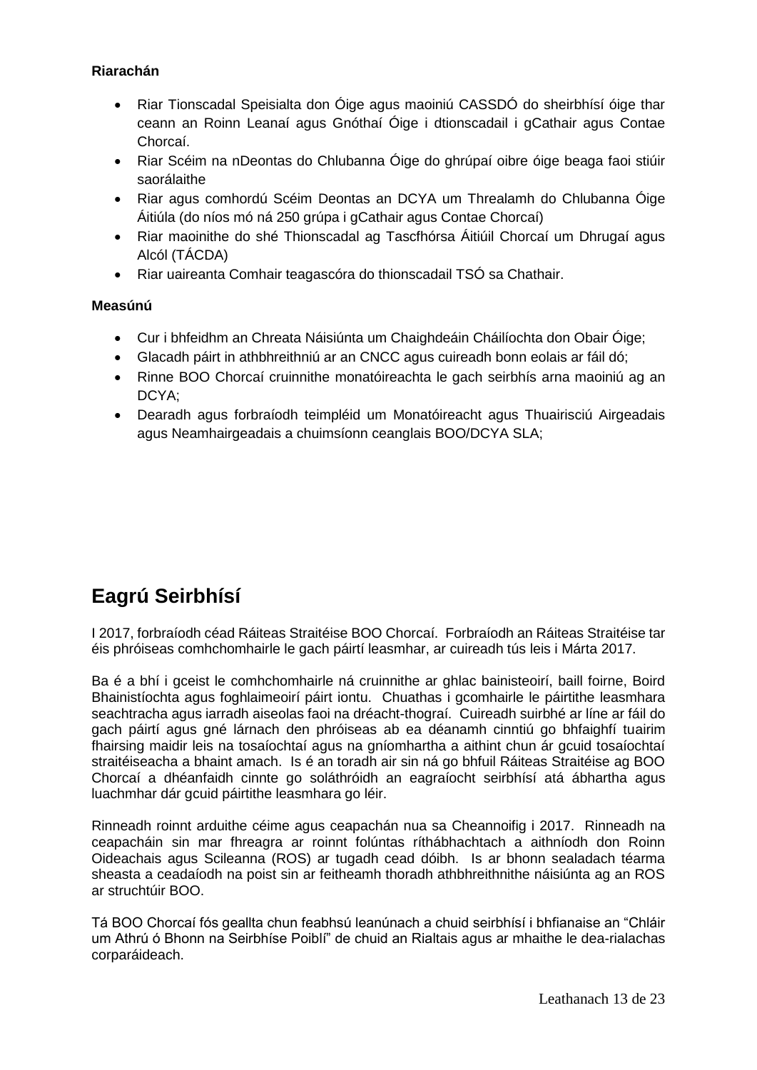**Riarachán**

- Riar Tionscadal Speisialta don Óige agus maoiniú CASSDÓ do sheirbhísí óige thar ceann an Roinn Leanaí agus Gnóthaí Óige i dtionscadail i gCathair agus Contae Chorcaí.
- Riar Scéim na nDeontas do Chlubanna Óige do ghrúpaí oibre óige beaga faoi stiúir saorálaithe
- Riar agus comhordú Scéim Deontas an DCYA um Threalamh do Chlubanna Óige Áitiúla (do níos mó ná 250 grúpa i gCathair agus Contae Chorcaí)
- Riar maoinithe do shé Thionscadal ag Tascfhórsa Áitiúil Chorcaí um Dhrugaí agus Alcól (TÁCDA)
- Riar uaireanta Comhair teagascóra do thionscadail TSÓ sa Chathair.

**Measúnú**

- Cur i bhfeidhm an Chreata Náisiúnta um Chaighdeáin Cháilíochta don Obair Óige;
- Glacadh páirt in athbhreithniú ar an CNCC agus cuireadh bonn eolais ar fáil dó;
- Rinne BOO Chorcaí cruinnithe monatóireachta le gach seirbhís arna maoiniú ag an DCYA;
- Dearadh agus forbraíodh teimpléid um Monatóireacht agus Thuairisciú Airgeadais agus Neamhairgeadais a chuimsíonn ceanglais BOO/DCYA SLA;

## Eagrú Seirbhísí

I 2017, forbraíodh céad Ráiteas Straitéise BOO Chorcaí. Forbraíodh an Ráiteas Straitéise tar éis phróiseas comhchomhairle le gach páirtí leasmhar, ar cuireadh tús leis i Márta 2017.

Ba é a bhí i gceist le comhchomhairle ná cruinnithe ar ghlac bainisteoirí, baill foirne, Boird Bhainistíochta agus foghlaimeoirí páirt iontu. Chuathas i gcomhairle le páirtithe leasmhara seachtracha agus iarradh aiseolas faoi na dréacht-thograí. Cuireadh suirbhé ar líne ar fáil do gach páirtí agus gné lárnach den phróiseas ab ea déanamh cinntiú go bhfaighfí tuairim fhairsing maidir leis na tosaíochtaí agus na gníomhartha a aithint chun ár gcuid tosaíochtaí straitéiseacha a bhaint amach. Is é an toradh air sin ná go bhfuil Ráiteas Straitéise ag BOO Chorcaí a dhéanfaidh cinnte go soláthróidh an eagraíocht seirbhísí atá ábhartha agus luachmhar dár gcuid páirtithe leasmhara go léir.

Rinneadh roinnt arduithe céime agus ceapachán nua sa Cheannoifig i 2017. Rinneadh na ceapacháin sin mar fhreagra ar roinnt folúntas ríthábhachtach a aithníodh don Roinn Oideachais agus Scileanna (ROS) ar tugadh cead dóibh. Is ar bhonn sealadach téarma sheasta a ceadaíodh na poist sin ar feitheamh thoradh athbhreithnithe náisiúnta ag an ROS ar struchtúir BOO.

Tá BOO Chorcaí fós geallta chun feabhsú leanúnach a chuid seirbhísí i bhfianaise an "Chláir um Athrú ó Bhonn na Seirbhíse Poiblí" de chuid an Rialtais agus ar mhaithe le dea-rialachas corparáideach.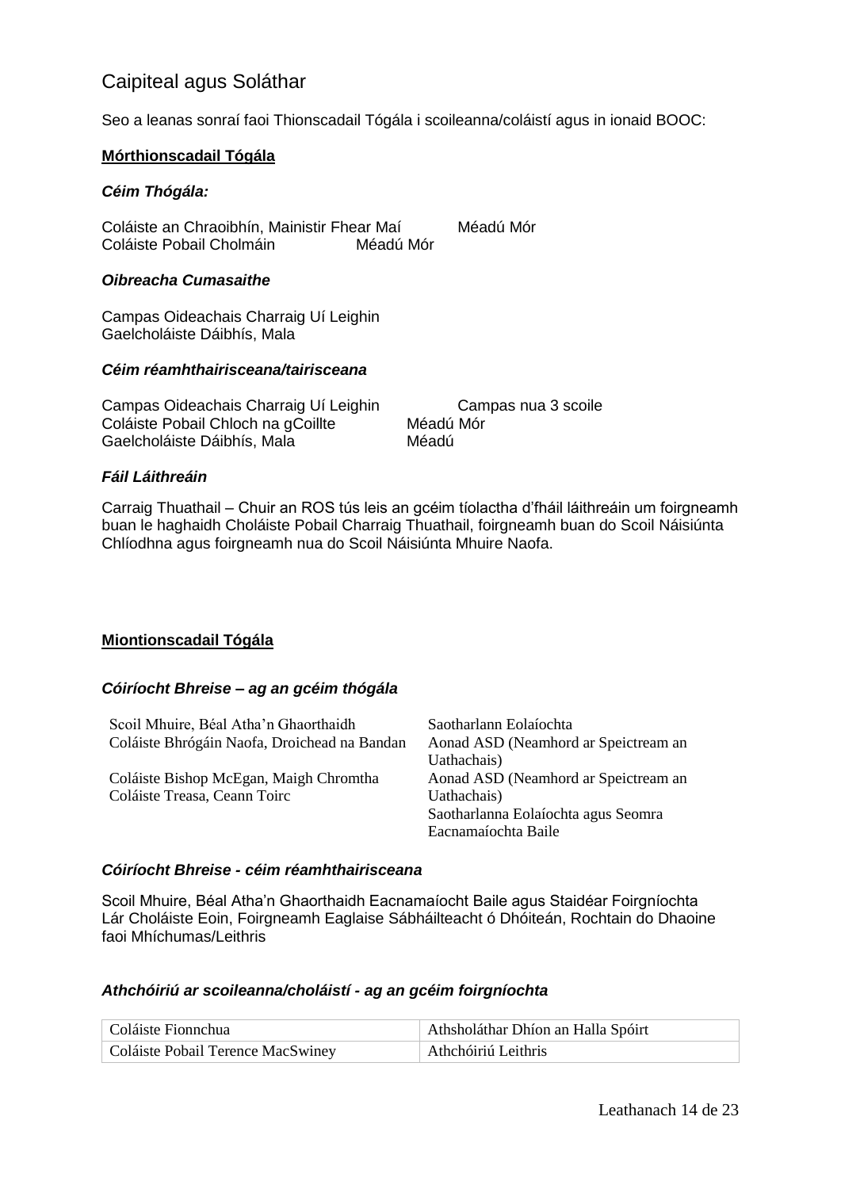## Caipiteal agus Soláthar

Seo a leanas sonraí faoi Thionscadail Tógála i scoileanna/coláistí agus in ionaid BOOC:

**Mórthionscadail Tógála**

***Céim Thógála:***

| | |
|---|---|
| Coláiste an Chraoibhín, Mainistir Fhear Maí | Méadú Mór |
| Coláiste Pobail Cholmáin | Méadú Mór |

***Oibreacha Cumasaithe***

Campas Oideachais Charraig Uí Leighin
Gaelcholáiste Dáibhís, Mala

***Céim réamhthairisceana/tairisceana***

| | |
|---|---|
| Campas Oideachais Charraig Uí Leighin | Campas nua 3 scoile |
| Coláiste Pobail Chloch na gCoillte | Méadú Mór |
| Gaelcholáiste Dáibhís, Mala | Méadú |

***Fáil Láithreáin***

Carraig Thuathail – Chuir an ROS tús leis an gcéim tíolactha d'fháil láithreáin um foirgneamh buan le haghaidh Choláiste Pobail Charraig Thuathail, foirgneamh buan do Scoil Náisiúnta Chlíodhna agus foirgneamh nua do Scoil Náisiúnta Mhuire Naofa.

**Miontionscadail Tógála**

***Cóiríocht Bhreise – ag an gcéim thógála***

| | |
|---|---|
| Scoil Mhuire, Béal Atha'n Ghaorthaidh | Saotharlann Eolaíochta |
| Coláiste Bhrógáin Naofa, Droichead na Bandan | Aonad ASD (Neamhord ar Speictream an Uathachais) |
| Coláiste Bishop McEgan, Maigh Chromtha | Aonad ASD (Neamhord ar Speictream an Uathachais) |
| Coláiste Treasa, Ceann Toirc | Saotharlanna Eolaíochta agus Seomra Eacnamaíochta Baile |

***Cóiríocht Bhreise - céim réamhthairisceana***

Scoil Mhuire, Béal Atha'n Ghaorthaidh Eacnamaíocht Baile agus Staidéar Foirgníochta
Lár Choláiste Eoin, Foirgneamh Eaglaise Sábháilteacht ó Dhóiteán, Rochtain do Dhaoine faoi Mhíchumas/Leithris

***Athchóiriú ar scoileanna/choláistí - ag an gcéim foirgníochta***

| | |
|---|---|
| Coláiste Fionnchua | Athsholáthar Dhíon an Halla Spóirt |
| Coláiste Pobail Terence MacSwiney | Athchóiriú Leithris |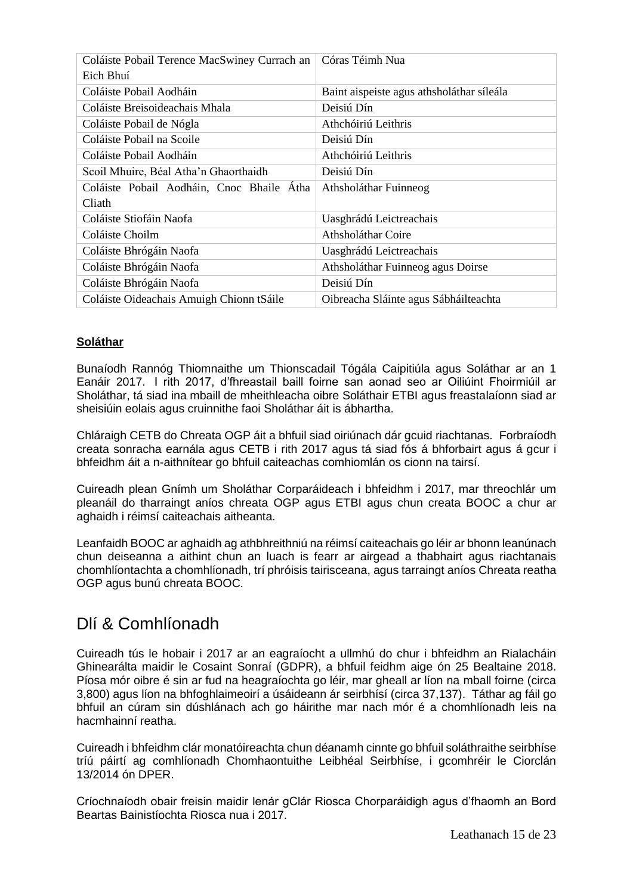| Coláiste Pobail Terence MacSwiney Currach an Eich Bhuí | Córas Téimh Nua |
|---|---|
| Coláiste Pobail Aodháin | Baint aispeiste agus athsholáthar síleála |
| Coláiste Breisoideachais Mhala | Deisiú Dín |
| Coláiste Pobail de Nógla | Athchóiriú Leithris |
| Coláiste Pobail na Scoile | Deisiú Dín |
| Coláiste Pobail Aodháin | Athchóiriú Leithris |
| Scoil Mhuire, Béal Atha'n Ghaorthaidh | Deisiú Dín |
| Coláiste Pobail Aodháin, Cnoc Bhaile Átha Cliath | Athsholáthar Fuinneog |
| Coláiste Stiofáin Naofa | Uasghrádú Leictreachais |
| Coláiste Choilm | Athsholáthar Coire |
| Coláiste Bhrógáin Naofa | Uasghrádú Leictreachais |
| Coláiste Bhrógáin Naofa | Athsholáthar Fuinneog agus Doirse |
| Coláiste Bhrógáin Naofa | Deisiú Dín |
| Coláiste Oideachais Amuigh Chionn tSáile | Oibreacha Sláinte agus Sábháilteachta |

**Soláthar**

Bunaíodh Rannóg Thiomnaithe um Thionscadail Tógála Caipitiúla agus Soláthar ar an 1 Eanáir 2017. I rith 2017, d'fhreastail baill foirne san aonad seo ar Oiliúint Fhoirmiúil ar Sholáthar, tá siad ina mbaill de mheithleacha oibre Soláthair ETBI agus freastalaíonn siad ar sheisiúin eolais agus cruinnithe faoi Sholáthar áit is ábhartha.

Chláraigh CETB do Chreata OGP áit a bhfuil siad oiriúnach dár gcuid riachtanas. Forbraíodh creata sonracha earnála agus CETB i rith 2017 agus tá siad fós á bhforbairt agus á gcur i bhfeidhm áit a n-aithnítear go bhfuil caiteachas comhiomlán os cionn na tairsí.

Cuireadh plean Gnímh um Sholáthar Corparáideach i bhfeidhm i 2017, mar threochlár um pleanáil do tharraingt aníos chreata OGP agus ETBI agus chun creata BOOC a chur ar aghaidh i réimsí caiteachais aitheanta.

Leanfaidh BOOC ar aghaidh ag athbhreithniú na réimsí caiteachais go léir ar bhonn leanúnach chun deiseanna a aithint chun an luach is fearr ar airgead a thabhairt agus riachtanais chomhlíontachta a chomhlíonadh, trí phróisis tairisceana, agus tarraingt aníos Chreata reatha OGP agus bunú chreata BOOC.

# Dlí & Comhlíonadh

Cuireadh tús le hobair i 2017 ar an eagraíocht a ullmhú do chur i bhfeidhm an Rialacháin Ghinearálta maidir le Cosaint Sonraí (GDPR), a bhfuil feidhm aige ón 25 Bealtaine 2018. Píosa mór oibre é sin ar fud na heagraíochta go léir, mar gheall ar líon na mball foirne (circa 3,800) agus líon na bhfoghlaimeoirí a úsáideann ár seirbhísí (circa 37,137). Táthar ag fáil go bhfuil an cúram sin dúshlánach ach go háirithe mar nach mór é a chomhlíonadh leis na hacmhainní reatha.

Cuireadh i bhfeidhm clár monatóireachta chun déanamh cinnte go bhfuil soláthraithe seirbhíse tríú páirtí ag comhlíonadh Chomhaontuithe Leibhéal Seirbhíse, i gcomhréir le Ciorclán 13/2014 ón DPER.

Críochnaíodh obair freisin maidir lenár gClár Riosca Chorparáidigh agus d'fhaomh an Bord Beartas Bainistíochta Riosca nua i 2017.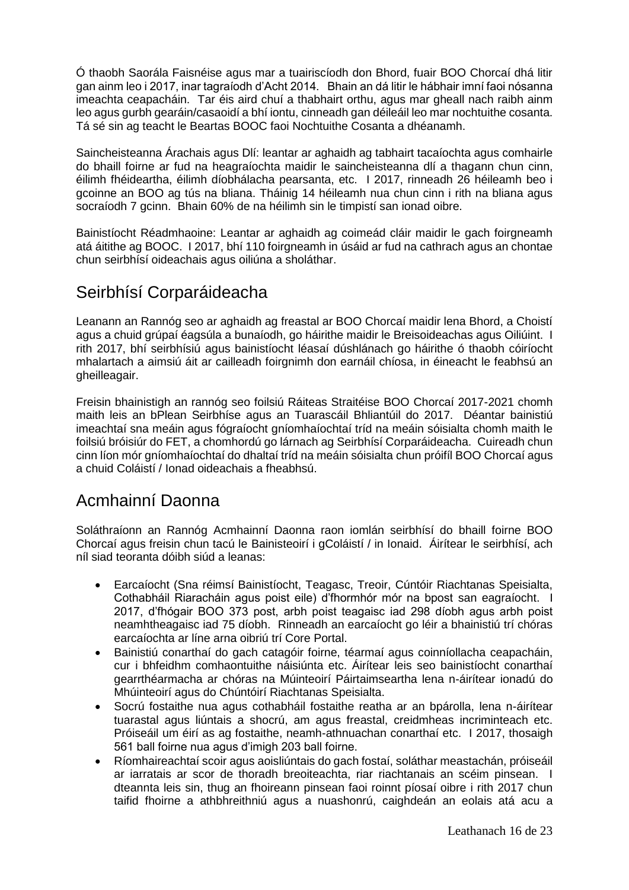Ó thaobh Saorála Faisnéise agus mar a tuairiscíodh don Bhord, fuair BOO Chorcaí dhá litir gan ainm leo i 2017, inar tagraíodh d'Acht 2014. Bhain an dá litir le hábhair imní faoi nósanna imeachta ceapacháin. Tar éis aird chuí a thabhairt orthu, agus mar gheall nach raibh ainm leo agus gurbh gearáin/casaoidí a bhí iontu, cinneadh gan déileáil leo mar nochtuithe cosanta. Tá sé sin ag teacht le Beartas BOOC faoi Nochtuithe Cosanta a dhéanamh.

Saincheisteanna Árachais agus Dlí: leantar ar aghaidh ag tabhairt tacaíochta agus comhairle do bhaill foirne ar fud na heagraíochta maidir le saincheisteanna dlí a thagann chun cinn, éilimh fhéideartha, éilimh díobhálacha pearsanta, etc. I 2017, rinneadh 26 héileamh beo i gcoinne an BOO ag tús na bliana. Tháinig 14 héileamh nua chun cinn i rith na bliana agus socraíodh 7 gcinn. Bhain 60% de na héilimh sin le timpistí san ionad oibre.

Bainistíocht Réadmhaoine: Leantar ar aghaidh ag coimeád cláir maidir le gach foirgneamh atá áitithe ag BOOC. I 2017, bhí 110 foirgneamh in úsáid ar fud na cathrach agus an chontae chun seirbhísí oideachais agus oiliúna a sholáthar.

## Seirbhísí Corparáideacha

Leanann an Rannóg seo ar aghaidh ag freastal ar BOO Chorcaí maidir lena Bhord, a Choistí agus a chuid grúpaí éagsúla a bunaíodh, go háirithe maidir le Breisoideachas agus Oiliúint. I rith 2017, bhí seirbhísiú agus bainistíocht léasaí dúshlánach go háirithe ó thaobh cóiríocht mhalartach a aimsiú áit ar cailleadh foirgnimh don earnáil chíosa, in éineacht le feabhsú an gheilleagair.

Freisin bhainistigh an rannóg seo foilsiú Ráiteas Straitéise BOO Chorcaí 2017-2021 chomh maith leis an bPlean Seirbhíse agus an Tuarascáil Bhliantúil do 2017. Déantar bainistiú imeachtaí sna meáin agus fógraíocht gníomhaíochtaí tríd na meáin sóisialta chomh maith le foilsiú bróisiúr do FET, a chomhordú go lárnach ag Seirbhísí Corparáideacha. Cuireadh chun cinn líon mór gníomhaíochtaí do dhaltaí tríd na meáin sóisialta chun próifíl BOO Chorcaí agus a chuid Coláistí / Ionad oideachais a fheabhsú.

## Acmhainní Daonna

Soláthraíonn an Rannóg Acmhainní Daonna raon iomlán seirbhísí do bhaill foirne BOO Chorcaí agus freisin chun tacú le Bainisteoirí i gColáistí / in Ionaid. Áirítear le seirbhísí, ach níl siad teoranta dóibh siúd a leanas:

- Earcaíocht (Sna réimsí Bainistíocht, Teagasc, Treoir, Cúntóir Riachtanas Speisialta, Cothabháil Riaracháin agus poist eile) d'fhormhór mór na bpost san eagraíocht. I 2017, d'fhógair BOO 373 post, arbh poist teagaisc iad 298 díobh agus arbh poist neamhtheagaisc iad 75 díobh. Rinneadh an earcaíocht go léir a bhainistiú trí chóras earcaíochta ar líne arna oibriú trí Core Portal.
- Bainistiú conarthaí do gach catagóir foirne, téarmaí agus coinníollacha ceapacháin, cur i bhfeidhm comhaontuithe náisiúnta etc. Áirítear leis seo bainistíocht conarthaí gearrthéarmacha ar chóras na Múinteoirí Páirtaimseartha lena n-áirítear ionadú do Mhúinteoirí agus do Chúntóirí Riachtanas Speisialta.
- Socrú fostaithe nua agus cothabháil fostaithe reatha ar an bpárolla, lena n-áirítear tuarastal agus liúntais a shocrú, am agus freastal, creidmheas incriminteach etc. Próiseáil um éirí as ag fostaithe, neamh-athnuachan conarthaí etc. I 2017, thosaigh 561 ball foirne nua agus d'imigh 203 ball foirne.
- Ríomhaireachtaí scoir agus aoisliúntais do gach fostaí, soláthar meastachán, próiseáil ar iarratais ar scor de thoradh breoiteachta, riar riachtanais an scéim pinsean. I dteannta leis sin, thug an fhoireann pinsean faoi roinnt píosaí oibre i rith 2017 chun taifid fhoirne a athbhreithniú agus a nuashonrú, caighdeán an eolais atá acu a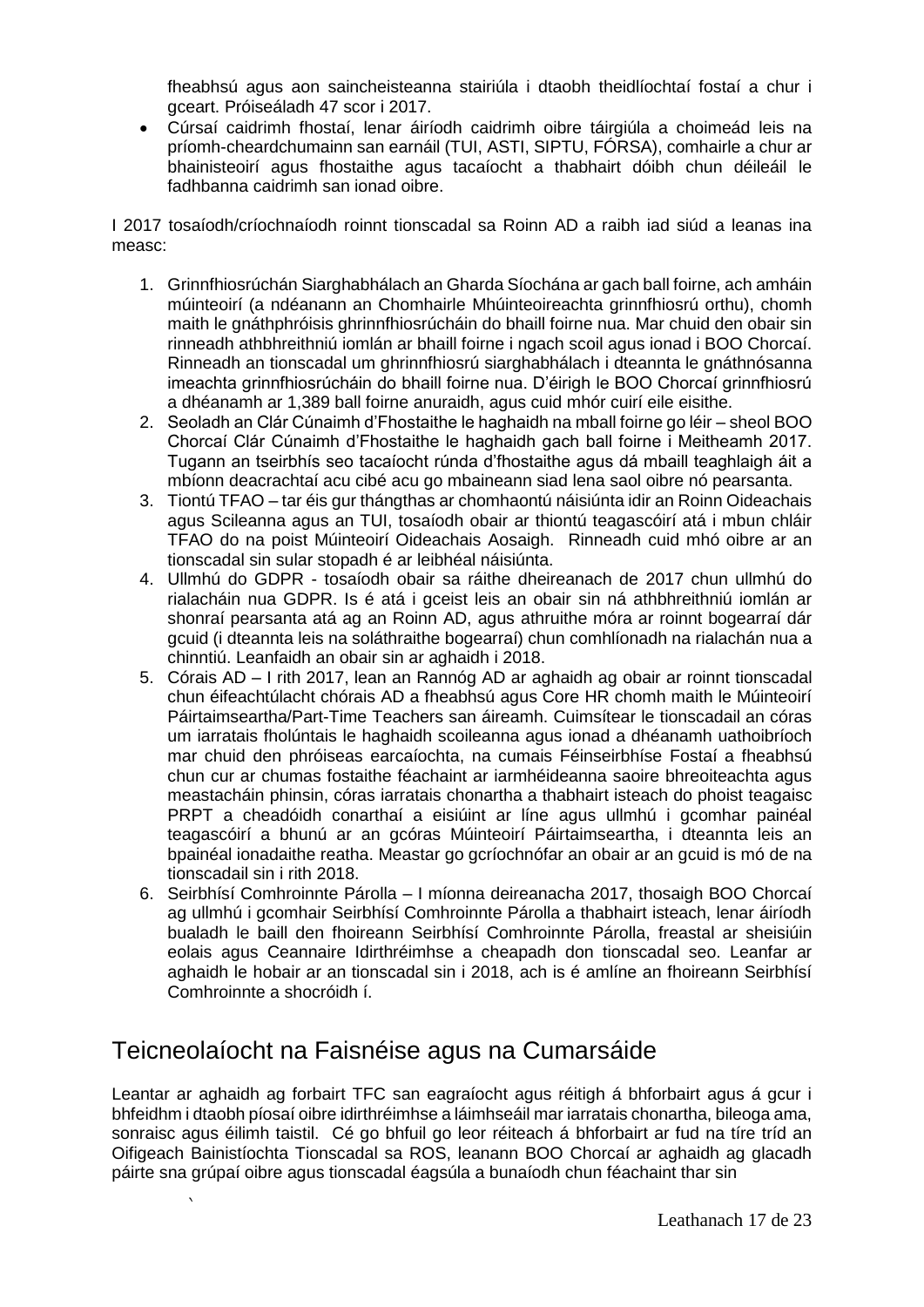fheabhsú agus aon saincheisteanna stairiúla i dtaobh theidlíochtaí fostaí a chur i gceart. Próiseáladh 47 scor i 2017.

- Cúrsaí caidrimh fhostaí, lenar áiríodh caidrimh oibre táirgiúla a choimeád leis na príomh-cheardchumainn san earnáil (TUI, ASTI, SIPTU, FÓRSA), comhairle a chur ar bhainisteoirí agus fhostaithe agus tacaíocht a thabhairt dóibh chun déileáil le fadhbanna caidrimh san ionad oibre.

I 2017 tosaíodh/críochnaíodh roinnt tionscadal sa Roinn AD a raibh iad siúd a leanas ina measc:

1. Grinnfhiosrúchán Siarghabhálach an Gharda Síochána ar gach ball foirne, ach amháin múinteoirí (a ndéanann an Chomhairle Mhúinteoireachta grinnfhiosrú orthu), chomh maith le gnáthphróisis ghrinnfhiosrúcháin do bhaill foirne nua. Mar chuid den obair sin rinneadh athbhreithniú iomlán ar bhaill foirne i ngach scoil agus ionad i BOO Chorcaí. Rinneadh an tionscadal um ghrinnfhiosrú siarghabhálach i dteannta le gnáthnósanna imeachta grinnfhiosrúcháin do bhaill foirne nua. D'éirigh le BOO Chorcaí grinnfhiosrú a dhéanamh ar 1,389 ball foirne anuraidh, agus cuid mhór cuirí eile eisithe.
2. Seoladh an Clár Cúnaimh d'Fhostaithe le haghaidh na mball foirne go léir – sheol BOO Chorcaí Clár Cúnaimh d'Fhostaithe le haghaidh gach ball foirne i Meitheamh 2017. Tugann an tseirbhís seo tacaíocht rúnda d'fhostaithe agus dá mbaill teaghlaigh áit a mbíonn deacrachtaí acu cibé acu go mbaineann siad lena saol oibre nó pearsanta.
3. Tiontú TFAO – tar éis gur thángthas ar chomhaontú náisiúnta idir an Roinn Oideachais agus Scileanna agus an TUI, tosaíodh obair ar thiontú teagascóirí atá i mbun chláir TFAO do na poist Múinteoirí Oideachais Aosaigh. Rinneadh cuid mhó oibre ar an tionscadal sin sular stopadh é ar leibhéal náisiúnta.
4. Ullmhú do GDPR - tosaíodh obair sa ráithe dheireanach de 2017 chun ullmhú do rialacháin nua GDPR. Is é atá i gceist leis an obair sin ná athbhreithniú iomlán ar shonraí pearsanta atá ag an Roinn AD, agus athruithe móra ar roinnt bogearraí dár gcuid (i dteannta leis na soláthraithe bogearraí) chun comhlíonadh na rialachán nua a chinntiú. Leanfaidh an obair sin ar aghaidh i 2018.
5. Córais AD – I rith 2017, lean an Rannóg AD ar aghaidh ag obair ar roinnt tionscadal chun éifeachtúlacht chórais AD a fheabhsú agus Core HR chomh maith le Múinteoirí Páirtaimseartha/Part-Time Teachers san áireamh. Cuimsítear le tionscadail an córas um iarratais fholúntais le haghaidh scoileanna agus ionad a dhéanamh uathoibríoch mar chuid den phróiseas earcaíochta, na cumais Féinseirbhíse Fostaí a fheabhsú chun cur ar chumas fostaithe féachaint ar iarmhéideanna saoire bhreoiteachta agus meastacháin phinsin, córas iarratais chonartha a thabhairt isteach do phoist teagaisc PRPT a cheadóidh conarthaí a eisiúint ar líne agus ullmhú i gcomhar painéal teagascóirí a bhunú ar an gcóras Múinteoirí Páirtaimseartha, i dteannta leis an bpainéal ionadaithe reatha. Meastar go gcríochnófar an obair ar an gcuid is mó de na tionscadail sin i rith 2018.
6. Seirbhísí Comhroinnte Párolla – I míonna deireanacha 2017, thosaigh BOO Chorcaí ag ullmhú i gcomhair Seirbhísí Comhroinnte Párolla a thabhairt isteach, lenar áiríodh bualadh le baill den fhoireann Seirbhísí Comhroinnte Párolla, freastal ar sheisiúin eolais agus Ceannaire Idirthréimhse a cheapadh don tionscadal seo. Leanfar ar aghaidh le hobair ar an tionscadal sin i 2018, ach is é amlíne an fhoireann Seirbhísí Comhroinnte a shocróidh í.

## Teicneolaíocht na Faisnéise agus na Cumarsáide

Leantar ar aghaidh ag forbairt TFC san eagraíocht agus réitigh á bhforbairt agus á gcur i bhfeidhm i dtaobh píosaí oibre idirthréimhse a láimhseáil mar iarratais chonartha, bileoga ama, sonraisc agus éilimh taistil. Cé go bhfuil go leor réiteach á bhforbairt ar fud na tíre tríd an Oifigeach Bainistíochta Tionscadal sa ROS, leanann BOO Chorcaí ar aghaidh ag glacadh páirte sna grúpaí oibre agus tionscadal éagsúla a bunaíodh chun féachaint thar sin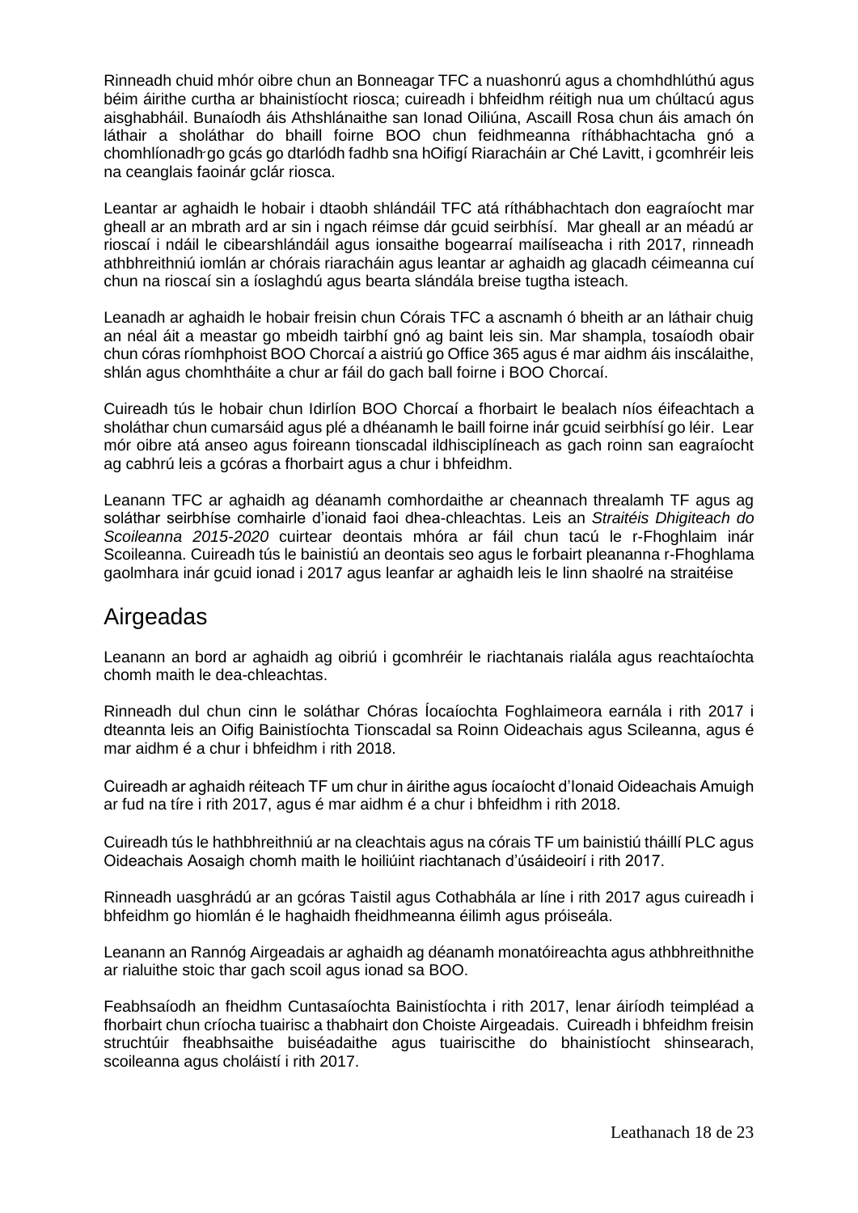Rinneadh chuid mhór oibre chun an Bonneagar TFC a nuashonrú agus a chomhdhlúthú agus béim áirithe curtha ar bhainistíocht riosca; cuireadh i bhfeidhm réitigh nua um chúltacú agus aisghabháil. Bunaíodh áis Athshlánaithe san Ionad Oiliúna, Ascaill Rosa chun áis amach ón láthair a sholáthar do bhaill foirne BOO chun feidhmeanna ríthábhachtacha gnó a chomhlíonadh go gcás go dtarlódh fadhb sna hOifigí Riaracháin ar Ché Lavitt, i gcomhréir leis na ceanglais faoinár gclár riosca.

Leantar ar aghaidh le hobair i dtaobh shlándáil TFC atá ríthábhachtach don eagraíocht mar gheall ar an mbrath ard ar sin i ngach réimse dár gcuid seirbhísí. Mar gheall ar an méadú ar rioscaí i ndáil le cibearshlándáil agus ionsaithe bogearraí mailíseacha i rith 2017, rinneadh athbhreithniú iomlán ar chórais riaracháin agus leantar ar aghaidh ag glacadh céimeanna cuí chun na rioscaí sin a íoslaghdú agus bearta slándála breise tugtha isteach.

Leanadh ar aghaidh le hobair freisin chun Córais TFC a ascnamh ó bheith ar an láthair chuig an néal áit a meastar go mbeidh tairbhí gnó ag baint leis sin. Mar shampla, tosaíodh obair chun córas ríomhphoist BOO Chorcaí a aistriú go Office 365 agus é mar aidhm áis inscálaithe, shlán agus chomhtháite a chur ar fáil do gach ball foirne i BOO Chorcaí.

Cuireadh tús le hobair chun Idirlíon BOO Chorcaí a fhorbairt le bealach níos éifeachtach a sholáthar chun cumarsáid agus plé a dhéanamh le baill foirne inár gcuid seirbhísí go léir. Lear mór oibre atá anseo agus foireann tionscadal ildhisciplíneach as gach roinn san eagraíocht ag cabhrú leis a gcóras a fhorbairt agus a chur i bhfeidhm.

Leanann TFC ar aghaidh ag déanamh comhordaithe ar cheannach threalamh TF agus ag soláthar seirbhíse comhairle d'ionaid faoi dhea-chleachtas. Leis an *Straitéis Dhigiteach do Scoileanna 2015-2020* cuirtear deontais mhóra ar fáil chun tacú le r-Fhoghlaim inár Scoileanna. Cuireadh tús le bainistiú an deontais seo agus le forbairt pleananna r-Fhoghlama gaolmhara inár gcuid ionad i 2017 agus leanfar ar aghaidh leis le linn shaolré na straitéise

## Airgeadas

Leanann an bord ar aghaidh ag oibriú i gcomhréir le riachtanais rialála agus reachtaíochta chomh maith le dea-chleachtas.

Rinneadh dul chun cinn le soláthar Chóras Íocaíochta Foghlaimeora earnála i rith 2017 i dteannta leis an Oifig Bainistíochta Tionscadal sa Roinn Oideachais agus Scileanna, agus é mar aidhm é a chur i bhfeidhm i rith 2018.

Cuireadh ar aghaidh réiteach TF um chur in áirithe agus íocaíocht d'Ionaid Oideachais Amuigh ar fud na tíre i rith 2017, agus é mar aidhm é a chur i bhfeidhm i rith 2018.

Cuireadh tús le hathbhreithniú ar na cleachtais agus na córais TF um bainistiú tháillí PLC agus Oideachais Aosaigh chomh maith le hoiliúint riachtanach d'úsáideoirí i rith 2017.

Rinneadh uasghrádú ar an gcóras Taistil agus Cothabhála ar líne i rith 2017 agus cuireadh i bhfeidhm go hiomlán é le haghaidh fheidhmeanna éilimh agus próiseála.

Leanann an Rannóg Airgeadais ar aghaidh ag déanamh monatóireachta agus athbhreithnithe ar rialuithe stoic thar gach scoil agus ionad sa BOO.

Feabhsaíodh an fheidhm Cuntasaíochta Bainistíochta i rith 2017, lenar áiríodh teimpléad a fhorbairt chun críocha tuairisc a thabhairt don Choiste Airgeadais. Cuireadh i bhfeidhm freisin struchtúir fheabhsaithe buiséadaithe agus tuairiscithe do bhainistíocht shinsearach, scoileanna agus choláistí i rith 2017.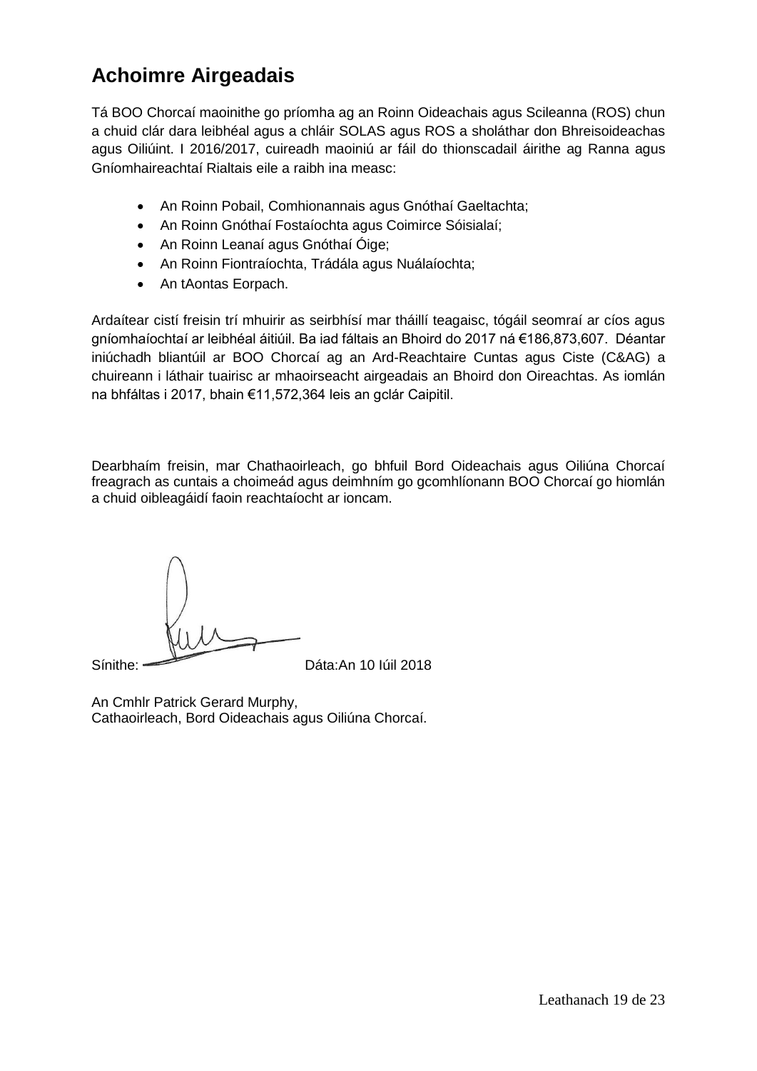# Achoimre Airgeadais

Tá BOO Chorcaí maoinithe go príomha ag an Roinn Oideachais agus Scileanna (ROS) chun a chuid clár dara leibhéal agus a chláir SOLAS agus ROS a sholáthar don Bhreisoideachas agus Oiliúint. I 2016/2017, cuireadh maoiniú ar fáil do thionscadail áirithe ag Ranna agus Gníomhaireachtaí Rialtais eile a raibh ina measc:

- An Roinn Pobail, Comhionannais agus Gnóthaí Gaeltachta;
- An Roinn Gnóthaí Fostaíochta agus Coimirce Sóisialaí;
- An Roinn Leanaí agus Gnóthaí Óige;
- An Roinn Fiontraíochta, Trádála agus Nuálaíochta;
- An tAontas Eorpach.

Ardaítear cistí freisin trí mhuirir as seirbhísí mar tháillí teagaisc, tógáil seomraí ar cíos agus gníomhaíochtaí ar leibhéal áitiúil. Ba iad fáltais an Bhoird do 2017 ná €186,873,607. Déantar iniúchadh bliantúil ar BOO Chorcaí ag an Ard-Reachtaire Cuntas agus Ciste (C&AG) a chuireann i láthair tuairisc ar mhaoirseacht airgeadais an Bhoird don Oireachtas. As iomlán na bhfáltas i 2017, bhain €11,572,364 leis an gclár Caipitil.

Dearbhaím freisin, mar Chathaoirleach, go bhfuil Bord Oideachais agus Oiliúna Chorcaí freagrach as cuntais a choimeád agus deimhním go gcomhlíonann BOO Chorcaí go hiomlán a chuid oibleagáidí faoin reachtaíocht ar ioncam.

Sínithe: Dáta:An 10 Iúil 2018

An Cmhlr Patrick Gerard Murphy,
Cathaoirleach, Bord Oideachais agus Oiliúna Chorcaí.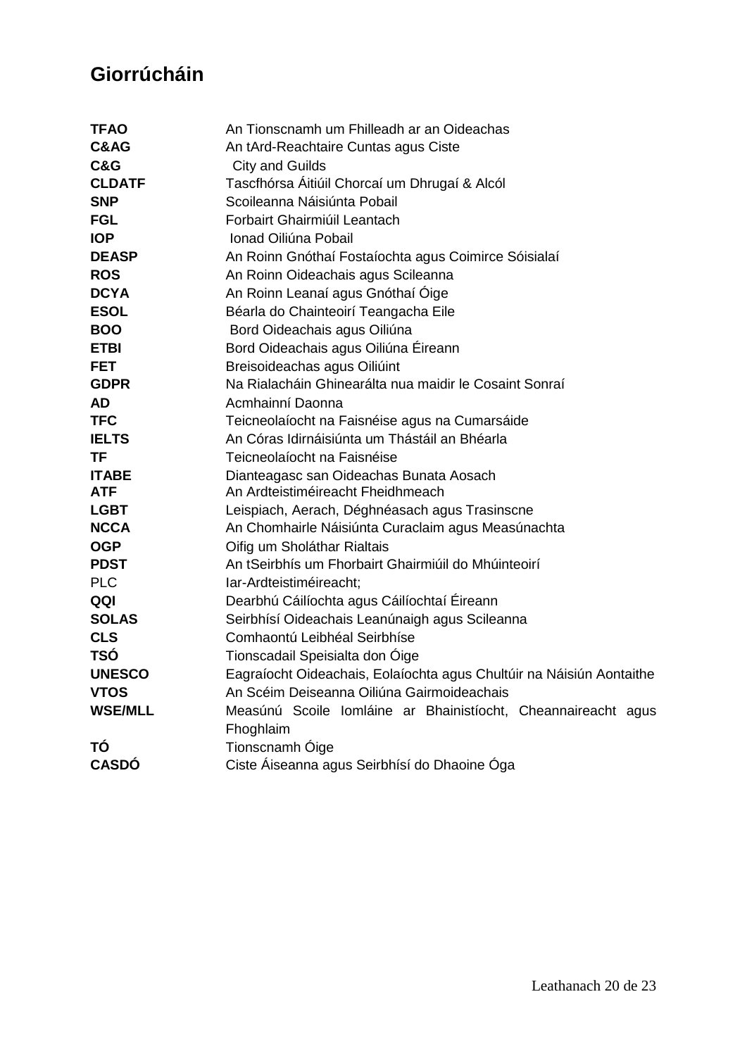# Giorrúcháin

| | |
|---|---|
| **TFAO** | An Tionscnamh um Fhilleadh ar an Oideachas |
| **C&AG** | An tArd-Reachtaire Cuntas agus Ciste |
| **C&G** | City and Guilds |
| **CLDATF** | Tascfhórsa Áitiúil Chorcaí um Dhrugaí & Alcól |
| **SNP** | Scoileanna Náisiúnta Pobail |
| **FGL** | Forbairt Ghairmiúil Leantach |
| **IOP** | Ionad Oiliúna Pobail |
| **DEASP** | An Roinn Gnóthaí Fostaíochta agus Coimirce Sóisialaí |
| **ROS** | An Roinn Oideachais agus Scileanna |
| **DCYA** | An Roinn Leanaí agus Gnóthaí Óige |
| **ESOL** | Béarla do Chainteoirí Teangacha Eile |
| **BOO** | Bord Oideachais agus Oiliúna |
| **ETBI** | Bord Oideachais agus Oiliúna Éireann |
| **FET** | Breisoideachas agus Oiliúint |
| **GDPR** | Na Rialacháin Ghinearálta nua maidir le Cosaint Sonraí |
| **AD** | Acmhainní Daonna |
| **TFC** | Teicneolaíocht na Faisnéise agus na Cumarsáide |
| **IELTS** | An Córas Idirnáisiúnta um Thástáil an Bhéarla |
| **TF** | Teicneolaíocht na Faisnéise |
| **ITABE** | Dianteagasc san Oideachas Bunata Aosach |
| **ATF** | An Ardteistiméireacht Fheidhmeach |
| **LGBT** | Leispiach, Aerach, Déghnéasach agus Trasinscne |
| **NCCA** | An Chomhairle Náisiúnta Curaclaim agus Measúnachta |
| **OGP** | Oifig um Sholáthar Rialtais |
| **PDST** | An tSeirbhís um Fhorbairt Ghairmiúil do Mhúinteoirí |
| PLC | Iar-Ardteistiméireacht; |
| **QQI** | Dearbhú Cáilíochta agus Cáilíochtaí Éireann |
| **SOLAS** | Seirbhísí Oideachais Leanúnaigh agus Scileanna |
| **CLS** | Comhaontú Leibhéal Seirbhíse |
| **TSÓ** | Tionscadail Speisialta don Óige |
| **UNESCO** | Eagraíocht Oideachais, Eolaíochta agus Chultúir na Náisiún Aontaithe |
| **VTOS** | An Scéim Deiseanna Oiliúna Gairmoideachais |
| **WSE/MLL** | Measúnú Scoile Iomláine ar Bhainistíocht, Cheannaireacht agus Fhoghlaim |
| **TÓ** | Tionscnamh Óige |
| **CASDÓ** | Ciste Áiseanna agus Seirbhísí do Dhaoine Óga |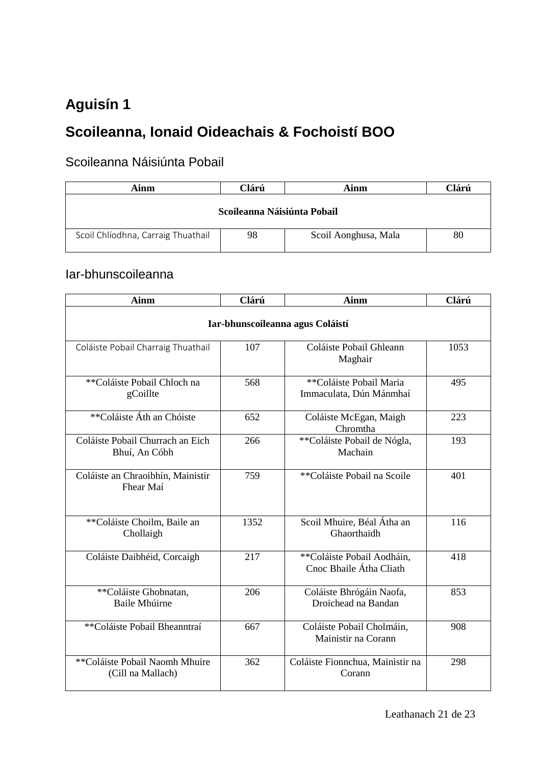# Aguisín 1

## Scoileanna, Ionaid Oideachais & Fochoistí BOO

### Scoileanna Náisiúnta Pobail

| Ainm | Clárú | Ainm | Clárú |
|---|---|---|---|
| **Scoileanna Náisiúnta Pobail** | | | |
| Scoil Chlíodhna, Carraig Thuathail | 98 | Scoil Aonghusa, Mala | 80 |

### Iar-bhunscoileanna

| Ainm | Clárú | Ainm | Clárú |
|---|---|---|---|
| **Iar-bhunscoileanna agus Coláistí** | | | |
| Coláiste Pobail Charraig Thuathail | 107 | Coláiste Pobail Ghleann Maghair | 1053 |
| **Coláiste Pobail Chloch na gCoillte | 568 | **Coláiste Pobail Maria Immaculata, Dún Mánmhaí | 495 |
| **Coláiste Áth an Chóiste | 652 | Coláiste McEgan, Maigh Chromtha | 223 |
| Coláiste Pobail Churrach an Eich Bhuí, An Cóbh | 266 | **Coláiste Pobail de Nógla, Machain | 193 |
| Coláiste an Chraoibhín, Mainistir Fhear Maí | 759 | **Coláiste Pobail na Scoile | 401 |
| **Coláiste Choilm, Baile an Chollaigh | 1352 | Scoil Mhuire, Béal Átha an Ghaorthaidh | 116 |
| Coláiste Daibhéid, Corcaigh | 217 | **Coláiste Pobail Aodháin, Cnoc Bhaile Átha Cliath | 418 |
| **Coláiste Ghobnatan, Baile Mhúirne | 206 | Coláiste Bhrógáin Naofa, Droichead na Bandan | 853 |
| **Coláiste Pobail Bheanntraí | 667 | Coláiste Pobail Cholmáin, Mainistir na Corann | 908 |
| **Coláiste Pobail Naomh Mhuire (Cill na Mallach) | 362 | Coláiste Fionnchua, Mainistir na Corann | 298 |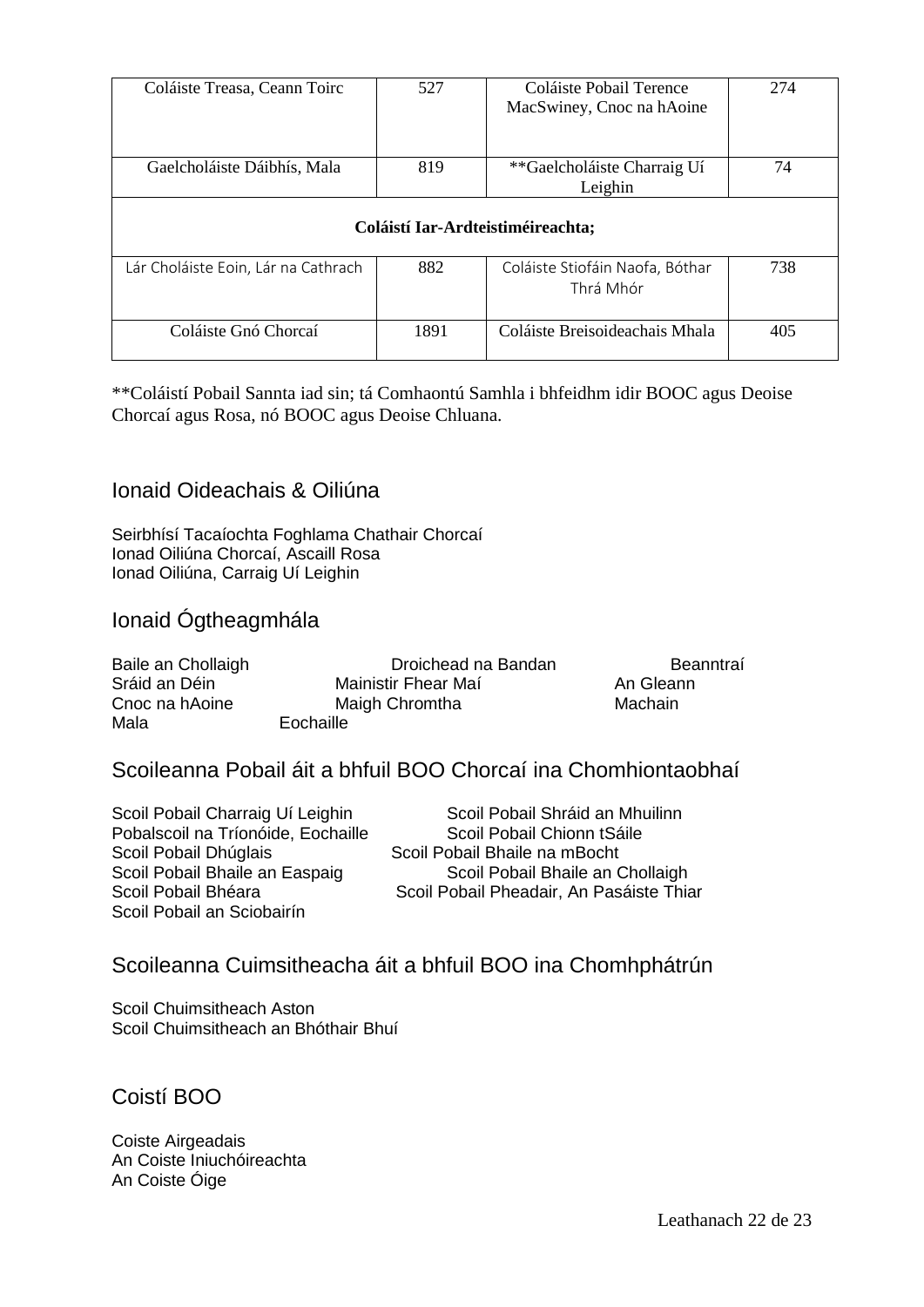| | | | |
|---|---|---|---|
| Coláiste Treasa, Ceann Toirc | 527 | Coláiste Pobail Terence MacSwiney, Cnoc na hAoine | 274 |
| Gaelcholáiste Dáibhís, Mala | 819 | **Gaelcholáiste Charraig Uí Leighin | 74 |
| **Coláistí Iar-Ardteistiméireachta;** | | | |
| Lár Choláiste Eoin, Lár na Cathrach | 882 | Coláiste Stiofáin Naofa, Bóthar Thrá Mhór | 738 |
| Coláiste Gnó Chorcaí | 1891 | Coláiste Breisoideachais Mhala | 405 |

**Coláistí Pobail Sannta iad sin; tá Comhaontú Samhla i bhfeidhm idir BOOC agus Deoise Chorcaí agus Rosa, nó BOOC agus Deoise Chluana.

## Ionaid Oideachais & Oiliúna

Seirbhísí Tacaíochta Foghlama Chathair Chorcaí
Ionad Oiliúna Chorcaí, Ascaill Rosa
Ionad Oiliúna, Carraig Uí Leighin

## Ionaid Ógtheagmhála

Baile an Chollaigh
Droichead na Bandan
Beanntraí
Sráid an Déin
Mainistir Fhear Maí
An Gleann
Cnoc na hAoine
Maigh Chromtha
Machain
Mala
Eochaille

## Scoileanna Pobail áit a bhfuil BOO Chorcaí ina Chomhiontaobhaí

Scoil Pobail Charraig Uí Leighin
Scoil Pobail Shráid an Mhuilinn
Pobalscoil na Tríonóide, Eochaille
Scoil Pobail Chionn tSáile
Scoil Pobail Dhúglais
Scoil Pobail Bhaile na mBocht
Scoil Pobail Bhaile an Easpaig
Scoil Pobail Bhaile an Chollaigh
Scoil Pobail Bhéara
Scoil Pobail Pheadair, An Pasáiste Thiar
Scoil Pobail an Sciobairín

## Scoileanna Cuimsitheacha áit a bhfuil BOO ina Chomhphátrún

Scoil Chuimsitheach Aston
Scoil Chuimsitheach an Bhóthair Bhuí

## Coistí BOO

Coiste Airgeadais
An Coiste Iniuchóireachta
An Coiste Óige